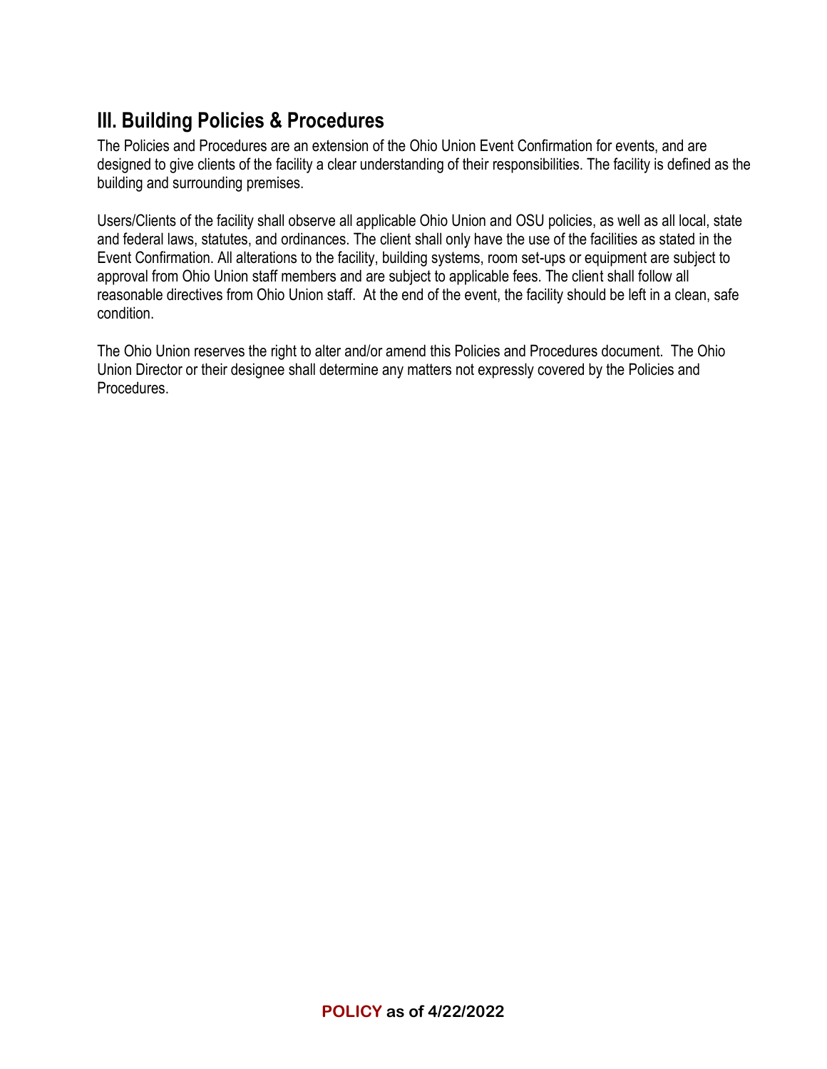## III. Building Policies & Procedures

The Policies and Procedures are an extension of the Ohio Union Event Confirmation for events, and are designed to give clients of the facility a clear understanding of their responsibilities. The facility is defined as the building and surrounding premises.

Users/Clients of the facility shall observe all applicable Ohio Union and OSU policies, as well as all local, state and federal laws, statutes, and ordinances. The client shall only have the use of the facilities as stated in the Event Confirmation. All alterations to the facility, building systems, room set-ups or equipment are subject to approval from Ohio Union staff members and are subject to applicable fees. The client shall follow all reasonable directives from Ohio Union staff. At the end of the event, the facility should be left in a clean, safe condition.

The Ohio Union reserves the right to alter and/or amend this Policies and Procedures document. The Ohio Union Director or their designee shall determine any matters not expressly covered by the Policies and Procedures.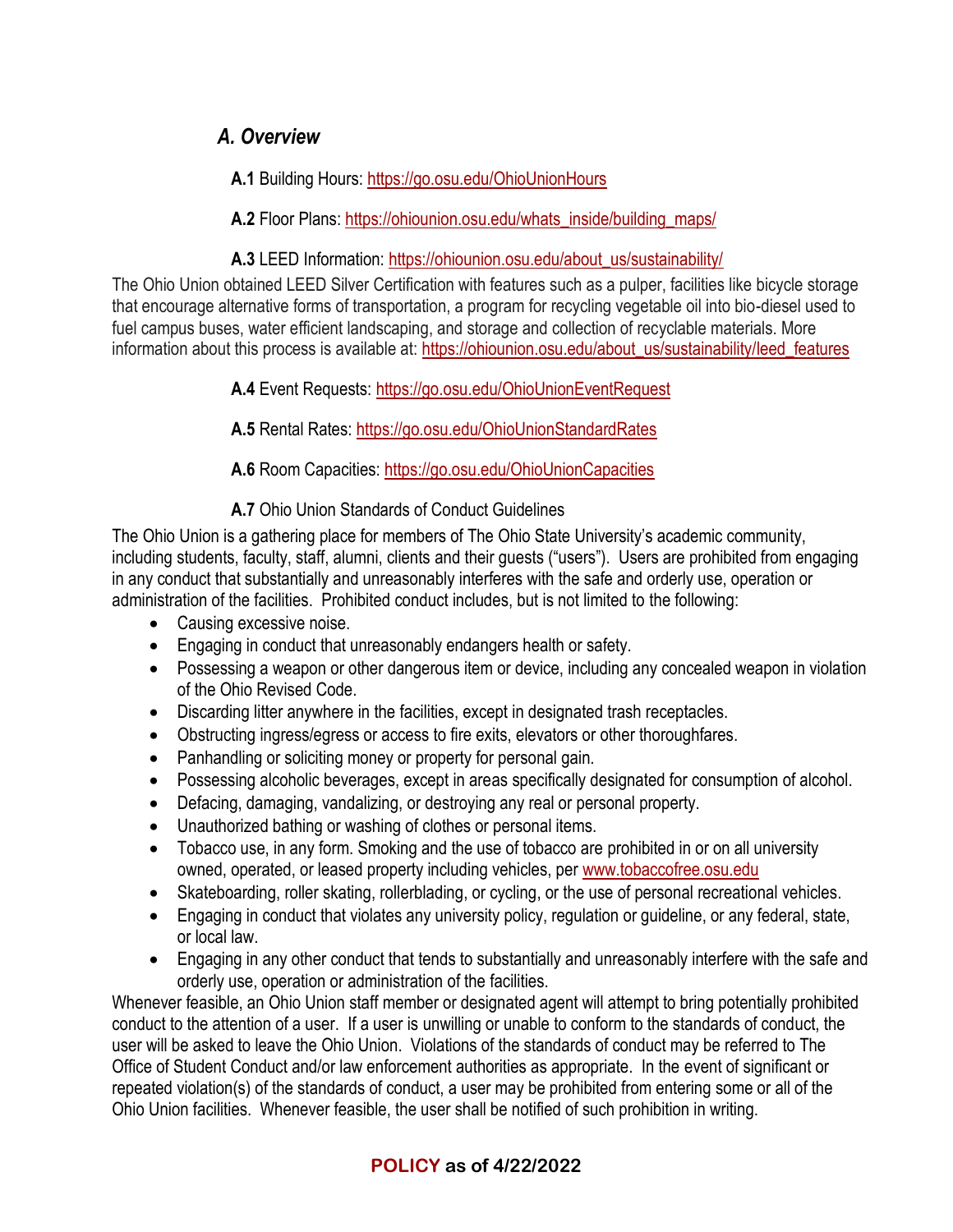## *A. Overview*

**A.1** Building Hours: https://go.osu.edu/OhioUnionHours

**A.2** Floor Plans: https://ohiounion.osu.edu/whats_inside/building_maps/

**A.3** LEED Information: https://ohiounion.osu.edu/about_us/sustainability/

The Ohio Union obtained LEED Silver Certification with features such as a pulper, facilities like bicycle storage that encourage alternative forms of transportation, a program for recycling vegetable oil into bio-diesel used to fuel campus buses, water efficient landscaping, and storage and collection of recyclable materials. More information about this process is available at: https://ohiounion.osu.edu/about_us/sustainability/leed_features

**A.4** Event Requests: https://go.osu.edu/OhioUnionEventRequest

**A.5** Rental Rates: https://go.osu.edu/OhioUnionStandardRates

**A.6** Room Capacities: https://go.osu.edu/OhioUnionCapacities

**A.7** Ohio Union Standards of Conduct Guidelines

The Ohio Union is a gathering place for members of The Ohio State University's academic community, including students, faculty, staff, alumni, clients and their guests ("users"). Users are prohibited from engaging in any conduct that substantially and unreasonably interferes with the safe and orderly use, operation or administration of the facilities. Prohibited conduct includes, but is not limited to the following:

- Causing excessive noise.
- Engaging in conduct that unreasonably endangers health or safety.
- Possessing a weapon or other dangerous item or device, including any concealed weapon in violation of the Ohio Revised Code.
- Discarding litter anywhere in the facilities, except in designated trash receptacles.
- Obstructing ingress/egress or access to fire exits, elevators or other thoroughfares.
- Panhandling or soliciting money or property for personal gain.
- Possessing alcoholic beverages, except in areas specifically designated for consumption of alcohol.
- Defacing, damaging, vandalizing, or destroying any real or personal property.
- Unauthorized bathing or washing of clothes or personal items.
- Tobacco use, in any form. Smoking and the use of tobacco are prohibited in or on all university owned, operated, or leased property including vehicles, per www.tobaccofree.osu.edu
- Skateboarding, roller skating, rollerblading, or cycling, or the use of personal recreational vehicles.
- Engaging in conduct that violates any university policy, regulation or guideline, or any federal, state, or local law.
- Engaging in any other conduct that tends to substantially and unreasonably interfere with the safe and orderly use, operation or administration of the facilities.

Whenever feasible, an Ohio Union staff member or designated agent will attempt to bring potentially prohibited conduct to the attention of a user. If a user is unwilling or unable to conform to the standards of conduct, the user will be asked to leave the Ohio Union. Violations of the standards of conduct may be referred to The Office of Student Conduct and/or law enforcement authorities as appropriate. In the event of significant or repeated violation(s) of the standards of conduct, a user may be prohibited from entering some or all of the Ohio Union facilities. Whenever feasible, the user shall be notified of such prohibition in writing.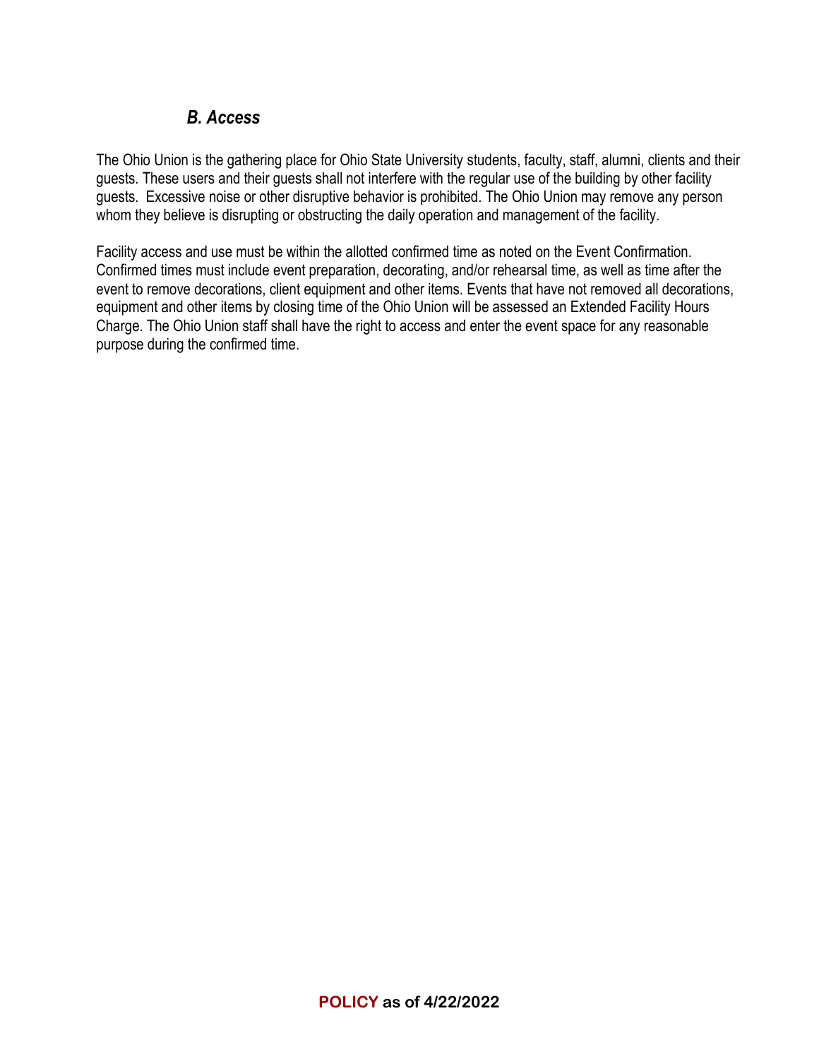### *B. Access*

The Ohio Union is the gathering place for Ohio State University students, faculty, staff, alumni, clients and their guests. These users and their guests shall not interfere with the regular use of the building by other facility guests. Excessive noise or other disruptive behavior is prohibited. The Ohio Union may remove any person whom they believe is disrupting or obstructing the daily operation and management of the facility.

Facility access and use must be within the allotted confirmed time as noted on the Event Confirmation. Confirmed times must include event preparation, decorating, and/or rehearsal time, as well as time after the event to remove decorations, client equipment and other items. Events that have not removed all decorations, equipment and other items by closing time of the Ohio Union will be assessed an Extended Facility Hours Charge. The Ohio Union staff shall have the right to access and enter the event space for any reasonable purpose during the confirmed time.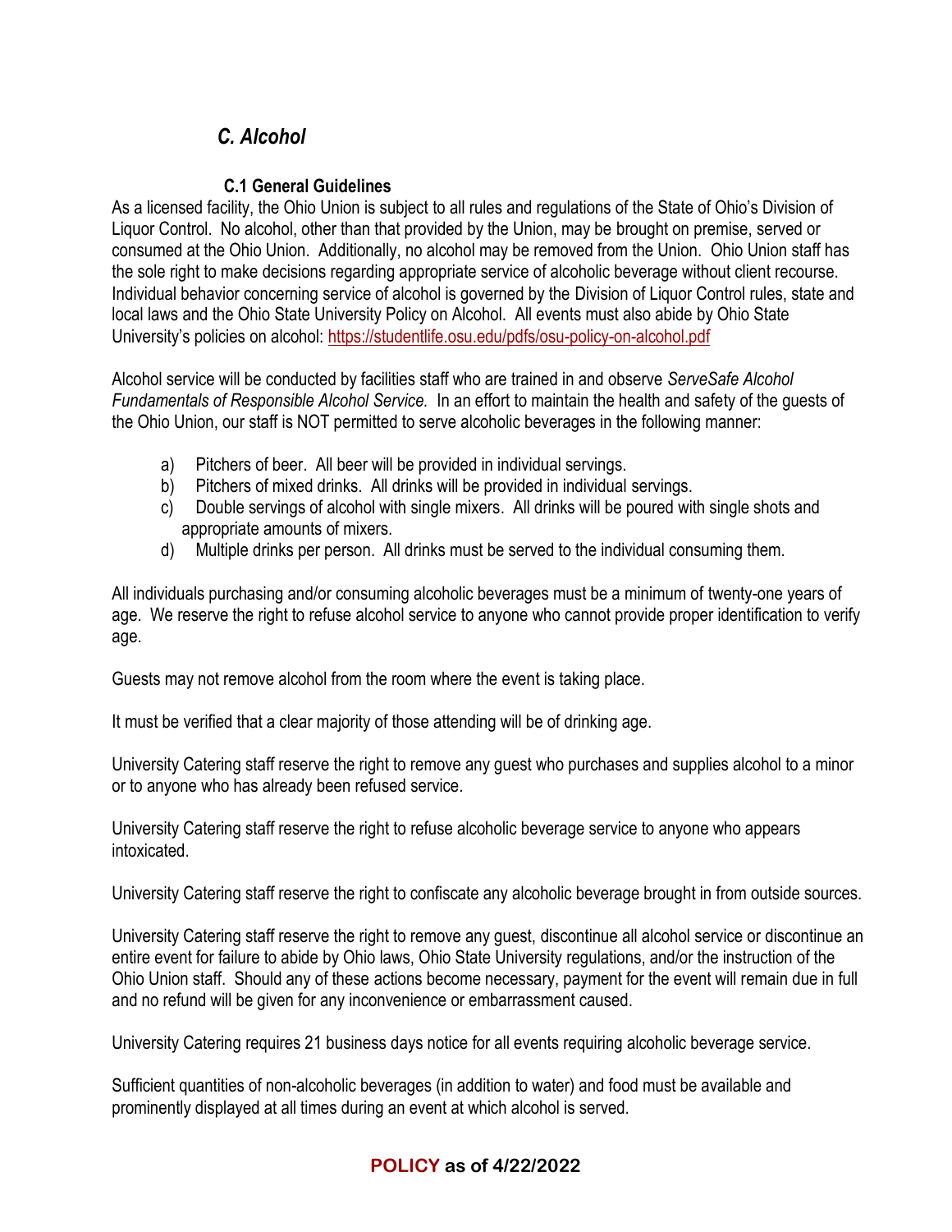## *C. Alcohol*

### C.1 General Guidelines

As a licensed facility, the Ohio Union is subject to all rules and regulations of the State of Ohio's Division of Liquor Control. No alcohol, other than that provided by the Union, may be brought on premise, served or consumed at the Ohio Union. Additionally, no alcohol may be removed from the Union. Ohio Union staff has the sole right to make decisions regarding appropriate service of alcoholic beverage without client recourse. Individual behavior concerning service of alcohol is governed by the Division of Liquor Control rules, state and local laws and the Ohio State University Policy on Alcohol. All events must also abide by Ohio State University's policies on alcohol: https://studentlife.osu.edu/pdfs/osu-policy-on-alcohol.pdf

Alcohol service will be conducted by facilities staff who are trained in and observe *ServeSafe Alcohol Fundamentals of Responsible Alcohol Service.* In an effort to maintain the health and safety of the guests of the Ohio Union, our staff is NOT permitted to serve alcoholic beverages in the following manner:

a) Pitchers of beer. All beer will be provided in individual servings.
b) Pitchers of mixed drinks. All drinks will be provided in individual servings.
c) Double servings of alcohol with single mixers. All drinks will be poured with single shots and appropriate amounts of mixers.
d) Multiple drinks per person. All drinks must be served to the individual consuming them.

All individuals purchasing and/or consuming alcoholic beverages must be a minimum of twenty-one years of age. We reserve the right to refuse alcohol service to anyone who cannot provide proper identification to verify age.

Guests may not remove alcohol from the room where the event is taking place.

It must be verified that a clear majority of those attending will be of drinking age.

University Catering staff reserve the right to remove any guest who purchases and supplies alcohol to a minor or to anyone who has already been refused service.

University Catering staff reserve the right to refuse alcoholic beverage service to anyone who appears intoxicated.

University Catering staff reserve the right to confiscate any alcoholic beverage brought in from outside sources.

University Catering staff reserve the right to remove any guest, discontinue all alcohol service or discontinue an entire event for failure to abide by Ohio laws, Ohio State University regulations, and/or the instruction of the Ohio Union staff. Should any of these actions become necessary, payment for the event will remain due in full and no refund will be given for any inconvenience or embarrassment caused.

University Catering requires 21 business days notice for all events requiring alcoholic beverage service.

Sufficient quantities of non-alcoholic beverages (in addition to water) and food must be available and prominently displayed at all times during an event at which alcohol is served.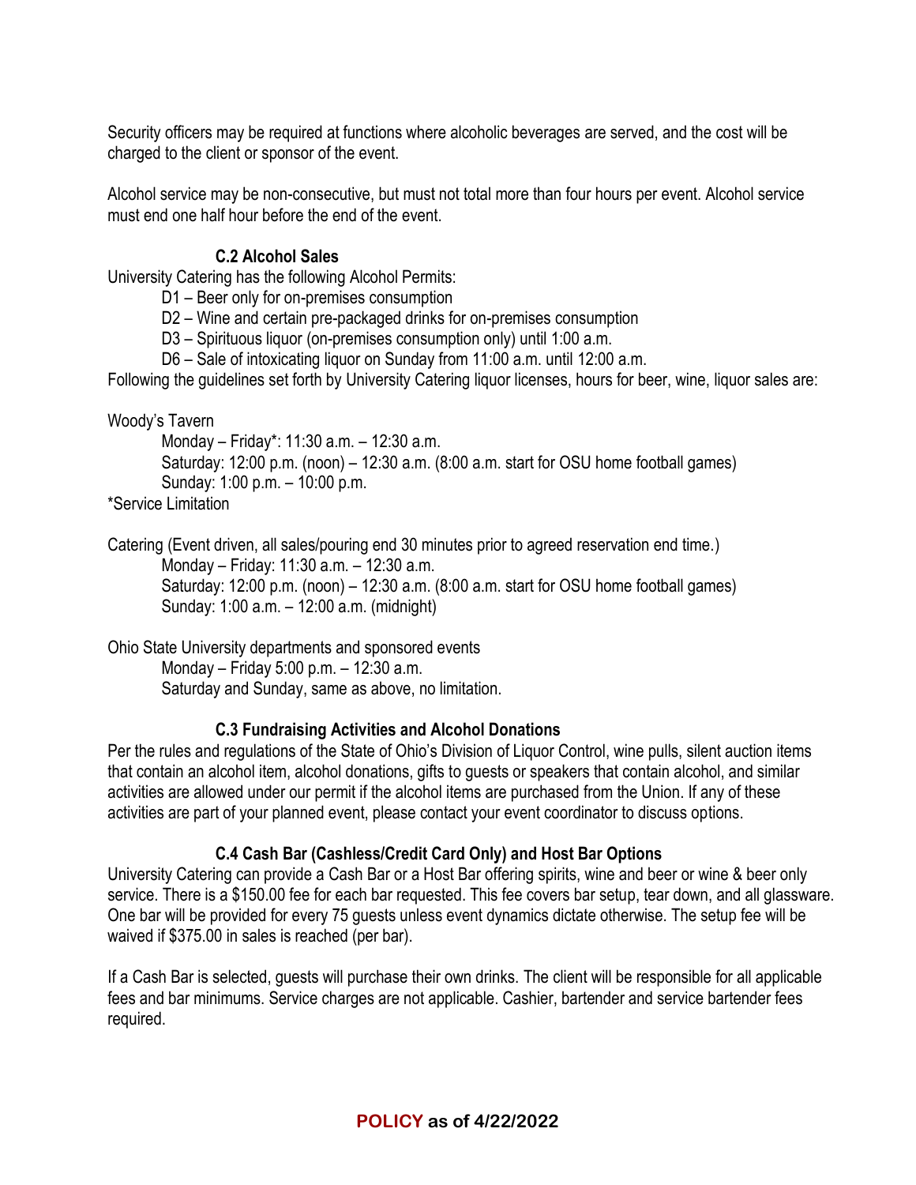Security officers may be required at functions where alcoholic beverages are served, and the cost will be charged to the client or sponsor of the event.

Alcohol service may be non-consecutive, but must not total more than four hours per event. Alcohol service must end one half hour before the end of the event.

### C.2 Alcohol Sales

University Catering has the following Alcohol Permits:

- D1 – Beer only for on-premises consumption
- D2 – Wine and certain pre-packaged drinks for on-premises consumption
- D3 – Spirituous liquor (on-premises consumption only) until 1:00 a.m.
- D6 – Sale of intoxicating liquor on Sunday from 11:00 a.m. until 12:00 a.m.

Following the guidelines set forth by University Catering liquor licenses, hours for beer, wine, liquor sales are:

Woody's Tavern

- Monday – Friday*: 11:30 a.m. – 12:30 a.m.
- Saturday: 12:00 p.m. (noon) – 12:30 a.m. (8:00 a.m. start for OSU home football games)
- Sunday: 1:00 p.m. – 10:00 p.m.

*Service Limitation

Catering (Event driven, all sales/pouring end 30 minutes prior to agreed reservation end time.)

- Monday – Friday: 11:30 a.m. – 12:30 a.m.
- Saturday: 12:00 p.m. (noon) – 12:30 a.m. (8:00 a.m. start for OSU home football games)
- Sunday: 1:00 a.m. – 12:00 a.m. (midnight)

Ohio State University departments and sponsored events

- Monday – Friday 5:00 p.m. – 12:30 a.m.
- Saturday and Sunday, same as above, no limitation.

### C.3 Fundraising Activities and Alcohol Donations

Per the rules and regulations of the State of Ohio's Division of Liquor Control, wine pulls, silent auction items that contain an alcohol item, alcohol donations, gifts to guests or speakers that contain alcohol, and similar activities are allowed under our permit if the alcohol items are purchased from the Union. If any of these activities are part of your planned event, please contact your event coordinator to discuss options.

### C.4 Cash Bar (Cashless/Credit Card Only) and Host Bar Options

University Catering can provide a Cash Bar or a Host Bar offering spirits, wine and beer or wine & beer only service. There is a $150.00 fee for each bar requested. This fee covers bar setup, tear down, and all glassware. One bar will be provided for every 75 guests unless event dynamics dictate otherwise. The setup fee will be waived if $375.00 in sales is reached (per bar).

If a Cash Bar is selected, guests will purchase their own drinks. The client will be responsible for all applicable fees and bar minimums. Service charges are not applicable. Cashier, bartender and service bartender fees required.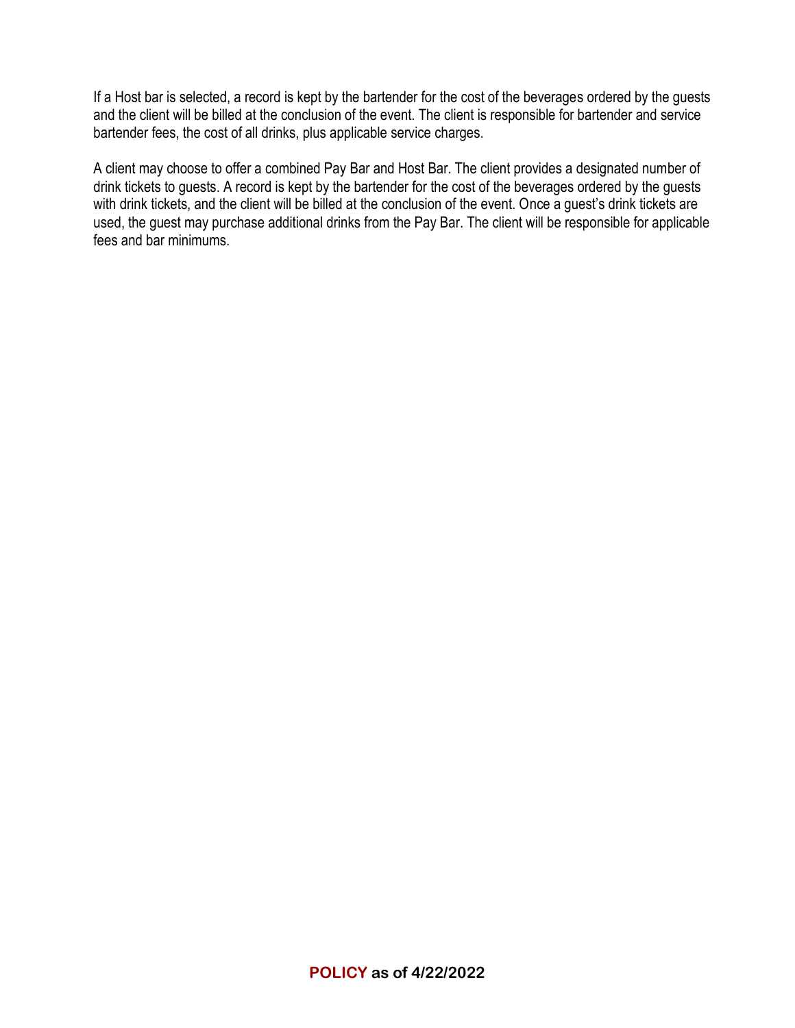If a Host bar is selected, a record is kept by the bartender for the cost of the beverages ordered by the guests and the client will be billed at the conclusion of the event. The client is responsible for bartender and service bartender fees, the cost of all drinks, plus applicable service charges.

A client may choose to offer a combined Pay Bar and Host Bar. The client provides a designated number of drink tickets to guests. A record is kept by the bartender for the cost of the beverages ordered by the guests with drink tickets, and the client will be billed at the conclusion of the event. Once a guest's drink tickets are used, the guest may purchase additional drinks from the Pay Bar. The client will be responsible for applicable fees and bar minimums.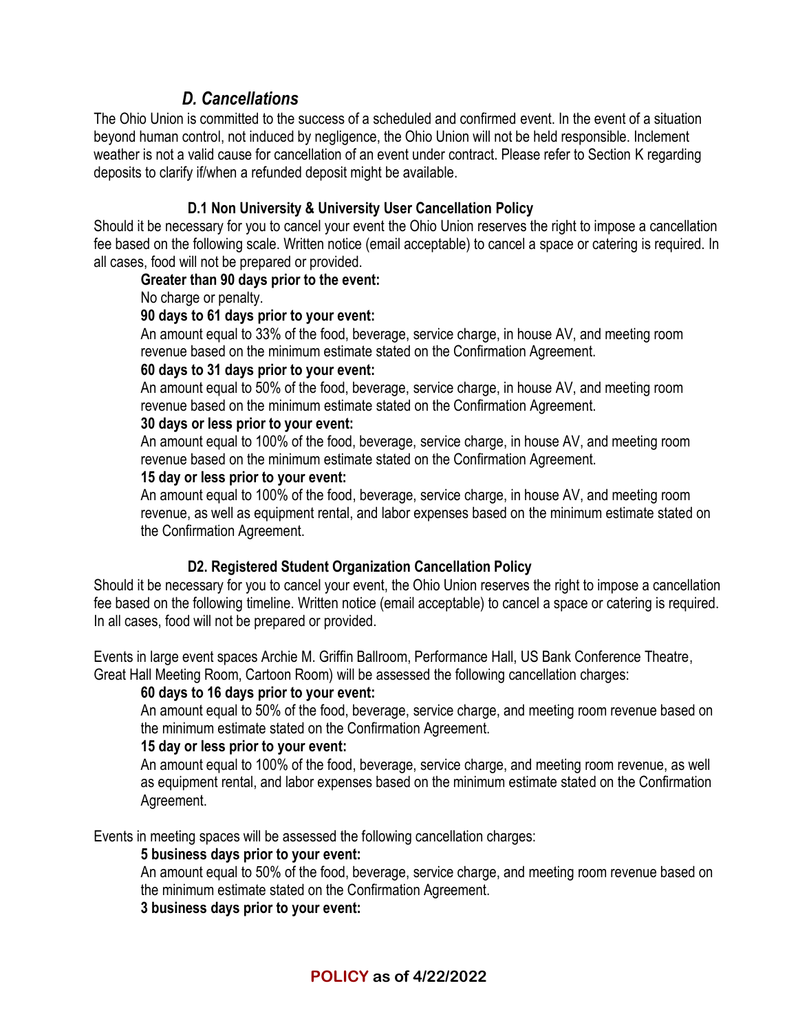### *D. Cancellations*

The Ohio Union is committed to the success of a scheduled and confirmed event. In the event of a situation beyond human control, not induced by negligence, the Ohio Union will not be held responsible. Inclement weather is not a valid cause for cancellation of an event under contract. Please refer to Section K regarding deposits to clarify if/when a refunded deposit might be available.

#### D.1 Non University & University User Cancellation Policy

Should it be necessary for you to cancel your event the Ohio Union reserves the right to impose a cancellation fee based on the following scale. Written notice (email acceptable) to cancel a space or catering is required. In all cases, food will not be prepared or provided.

**Greater than 90 days prior to the event:**
No charge or penalty.

**90 days to 61 days prior to your event:**
An amount equal to 33% of the food, beverage, service charge, in house AV, and meeting room revenue based on the minimum estimate stated on the Confirmation Agreement.

**60 days to 31 days prior to your event:**
An amount equal to 50% of the food, beverage, service charge, in house AV, and meeting room revenue based on the minimum estimate stated on the Confirmation Agreement.

**30 days or less prior to your event:**
An amount equal to 100% of the food, beverage, service charge, in house AV, and meeting room revenue based on the minimum estimate stated on the Confirmation Agreement.

**15 day or less prior to your event:**
An amount equal to 100% of the food, beverage, service charge, in house AV, and meeting room revenue, as well as equipment rental, and labor expenses based on the minimum estimate stated on the Confirmation Agreement.

#### D2. Registered Student Organization Cancellation Policy

Should it be necessary for you to cancel your event, the Ohio Union reserves the right to impose a cancellation fee based on the following timeline. Written notice (email acceptable) to cancel a space or catering is required. In all cases, food will not be prepared or provided.

Events in large event spaces Archie M. Griffin Ballroom, Performance Hall, US Bank Conference Theatre, Great Hall Meeting Room, Cartoon Room) will be assessed the following cancellation charges:

**60 days to 16 days prior to your event:**
An amount equal to 50% of the food, beverage, service charge, and meeting room revenue based on the minimum estimate stated on the Confirmation Agreement.

**15 day or less prior to your event:**
An amount equal to 100% of the food, beverage, service charge, and meeting room revenue, as well as equipment rental, and labor expenses based on the minimum estimate stated on the Confirmation Agreement.

Events in meeting spaces will be assessed the following cancellation charges:

**5 business days prior to your event:**
An amount equal to 50% of the food, beverage, service charge, and meeting room revenue based on the minimum estimate stated on the Confirmation Agreement.

**3 business days prior to your event:**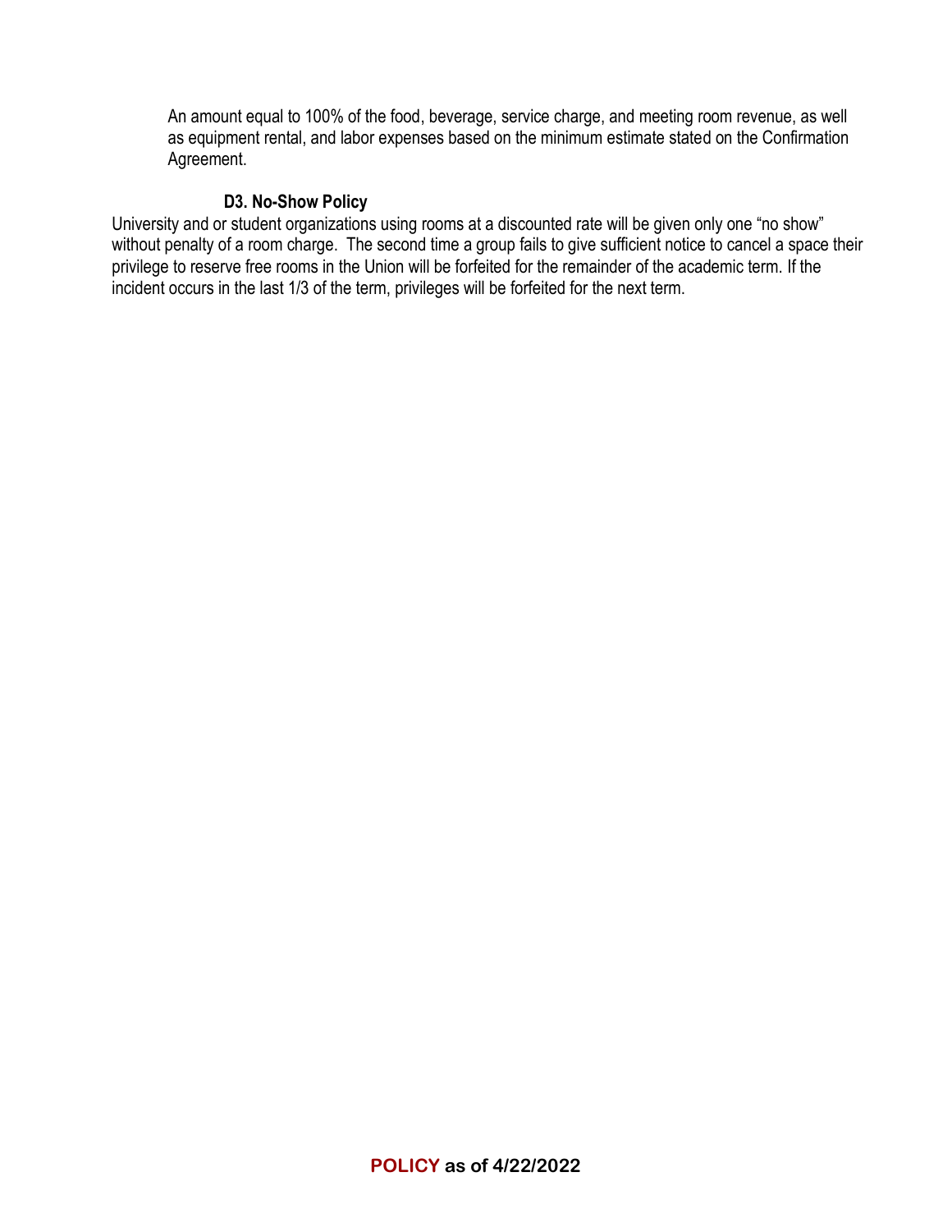An amount equal to 100% of the food, beverage, service charge, and meeting room revenue, as well as equipment rental, and labor expenses based on the minimum estimate stated on the Confirmation Agreement.

**D3. No-Show Policy**

University and or student organizations using rooms at a discounted rate will be given only one "no show" without penalty of a room charge. The second time a group fails to give sufficient notice to cancel a space their privilege to reserve free rooms in the Union will be forfeited for the remainder of the academic term. If the incident occurs in the last 1/3 of the term, privileges will be forfeited for the next term.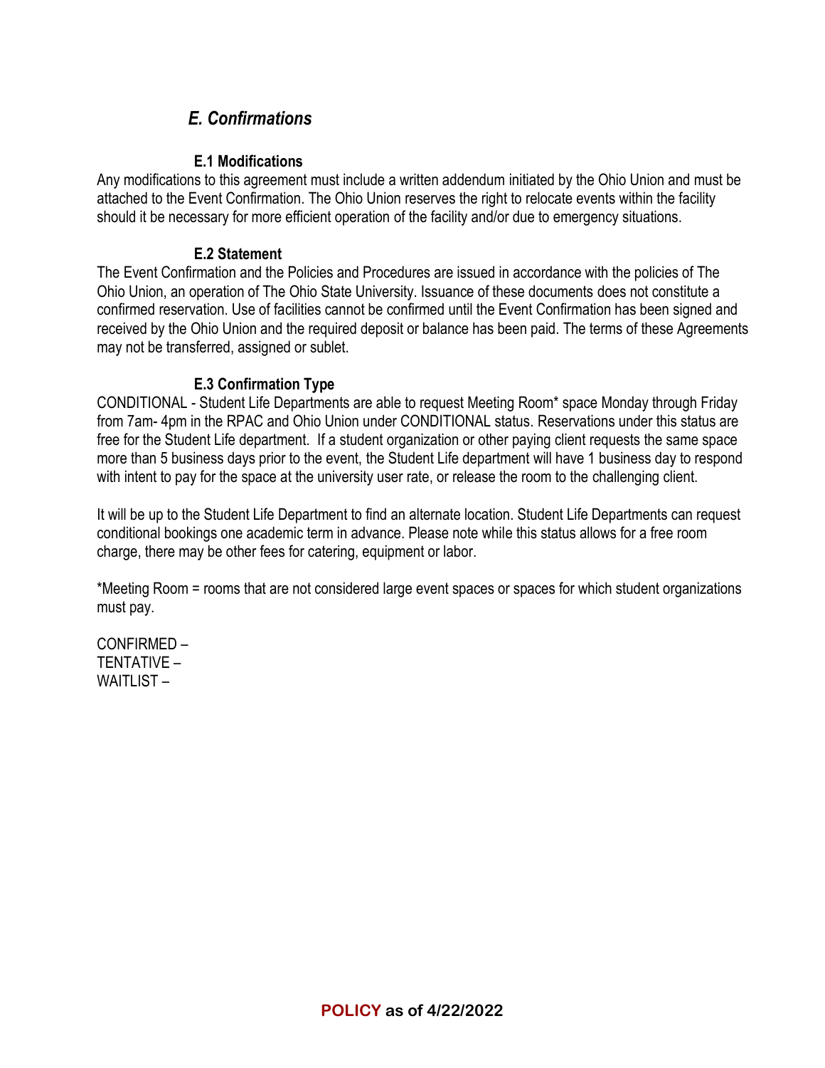## *E. Confirmations*

### E.1 Modifications

Any modifications to this agreement must include a written addendum initiated by the Ohio Union and must be attached to the Event Confirmation. The Ohio Union reserves the right to relocate events within the facility should it be necessary for more efficient operation of the facility and/or due to emergency situations.

### E.2 Statement

The Event Confirmation and the Policies and Procedures are issued in accordance with the policies of The Ohio Union, an operation of The Ohio State University. Issuance of these documents does not constitute a confirmed reservation. Use of facilities cannot be confirmed until the Event Confirmation has been signed and received by the Ohio Union and the required deposit or balance has been paid. The terms of these Agreements may not be transferred, assigned or sublet.

### E.3 Confirmation Type

CONDITIONAL - Student Life Departments are able to request Meeting Room* space Monday through Friday from 7am- 4pm in the RPAC and Ohio Union under CONDITIONAL status. Reservations under this status are free for the Student Life department. If a student organization or other paying client requests the same space more than 5 business days prior to the event, the Student Life department will have 1 business day to respond with intent to pay for the space at the university user rate, or release the room to the challenging client.

It will be up to the Student Life Department to find an alternate location. Student Life Departments can request conditional bookings one academic term in advance. Please note while this status allows for a free room charge, there may be other fees for catering, equipment or labor.

*Meeting Room = rooms that are not considered large event spaces or spaces for which student organizations must pay.

CONFIRMED –
TENTATIVE –
WAITLIST –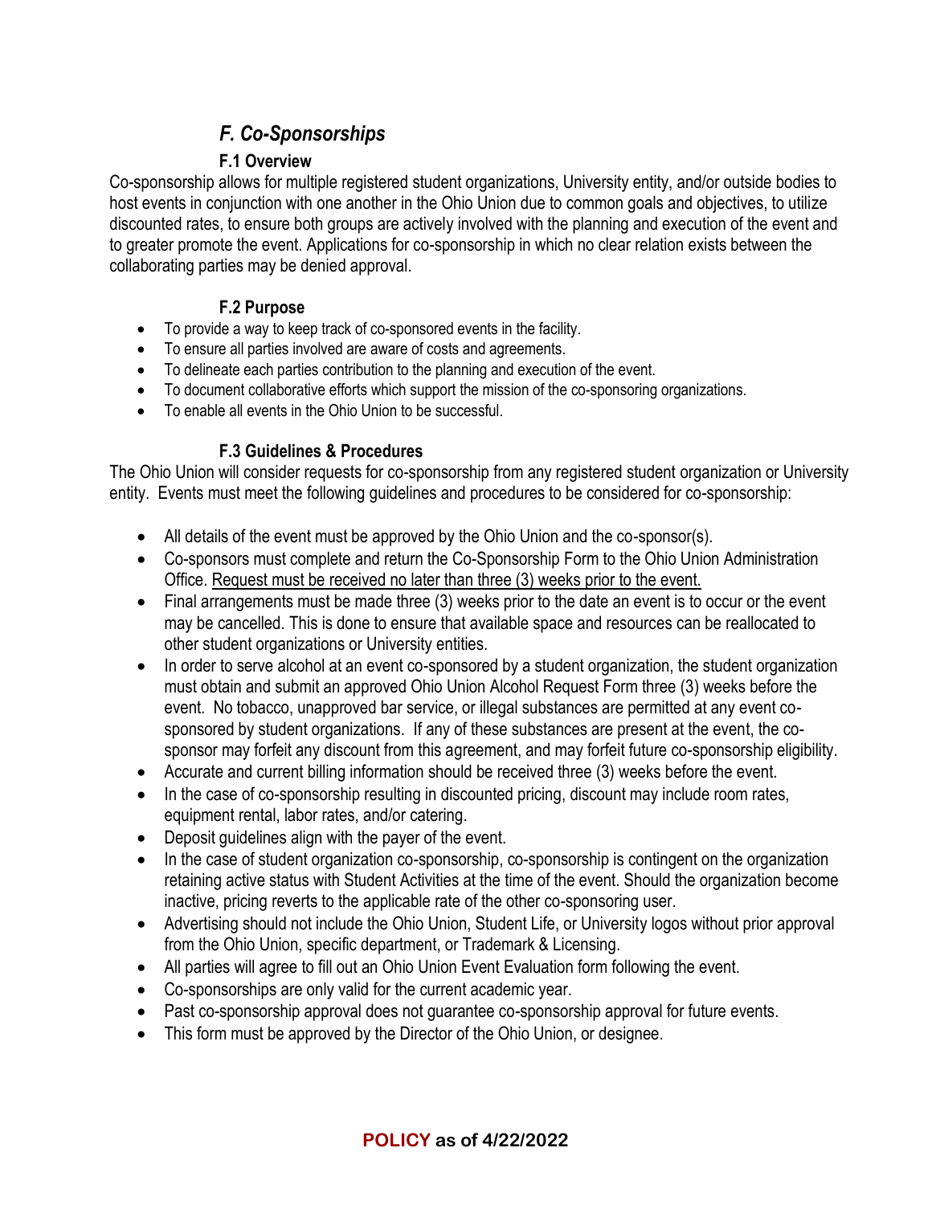## *F. Co-Sponsorships*

### F.1 Overview

Co-sponsorship allows for multiple registered student organizations, University entity, and/or outside bodies to host events in conjunction with one another in the Ohio Union due to common goals and objectives, to utilize discounted rates, to ensure both groups are actively involved with the planning and execution of the event and to greater promote the event. Applications for co-sponsorship in which no clear relation exists between the collaborating parties may be denied approval.

### F.2 Purpose

- To provide a way to keep track of co-sponsored events in the facility.
- To ensure all parties involved are aware of costs and agreements.
- To delineate each parties contribution to the planning and execution of the event.
- To document collaborative efforts which support the mission of the co-sponsoring organizations.
- To enable all events in the Ohio Union to be successful.

### F.3 Guidelines & Procedures

The Ohio Union will consider requests for co-sponsorship from any registered student organization or University entity. Events must meet the following guidelines and procedures to be considered for co-sponsorship:

- All details of the event must be approved by the Ohio Union and the co-sponsor(s).
- Co-sponsors must complete and return the Co-Sponsorship Form to the Ohio Union Administration Office. <u>Request must be received no later than three (3) weeks prior to the event.</u>
- Final arrangements must be made three (3) weeks prior to the date an event is to occur or the event may be cancelled. This is done to ensure that available space and resources can be reallocated to other student organizations or University entities.
- In order to serve alcohol at an event co-sponsored by a student organization, the student organization must obtain and submit an approved Ohio Union Alcohol Request Form three (3) weeks before the event. No tobacco, unapproved bar service, or illegal substances are permitted at any event co-sponsored by student organizations. If any of these substances are present at the event, the co-sponsor may forfeit any discount from this agreement, and may forfeit future co-sponsorship eligibility.
- Accurate and current billing information should be received three (3) weeks before the event.
- In the case of co-sponsorship resulting in discounted pricing, discount may include room rates, equipment rental, labor rates, and/or catering.
- Deposit guidelines align with the payer of the event.
- In the case of student organization co-sponsorship, co-sponsorship is contingent on the organization retaining active status with Student Activities at the time of the event. Should the organization become inactive, pricing reverts to the applicable rate of the other co-sponsoring user.
- Advertising should not include the Ohio Union, Student Life, or University logos without prior approval from the Ohio Union, specific department, or Trademark & Licensing.
- All parties will agree to fill out an Ohio Union Event Evaluation form following the event.
- Co-sponsorships are only valid for the current academic year.
- Past co-sponsorship approval does not guarantee co-sponsorship approval for future events.
- This form must be approved by the Director of the Ohio Union, or designee.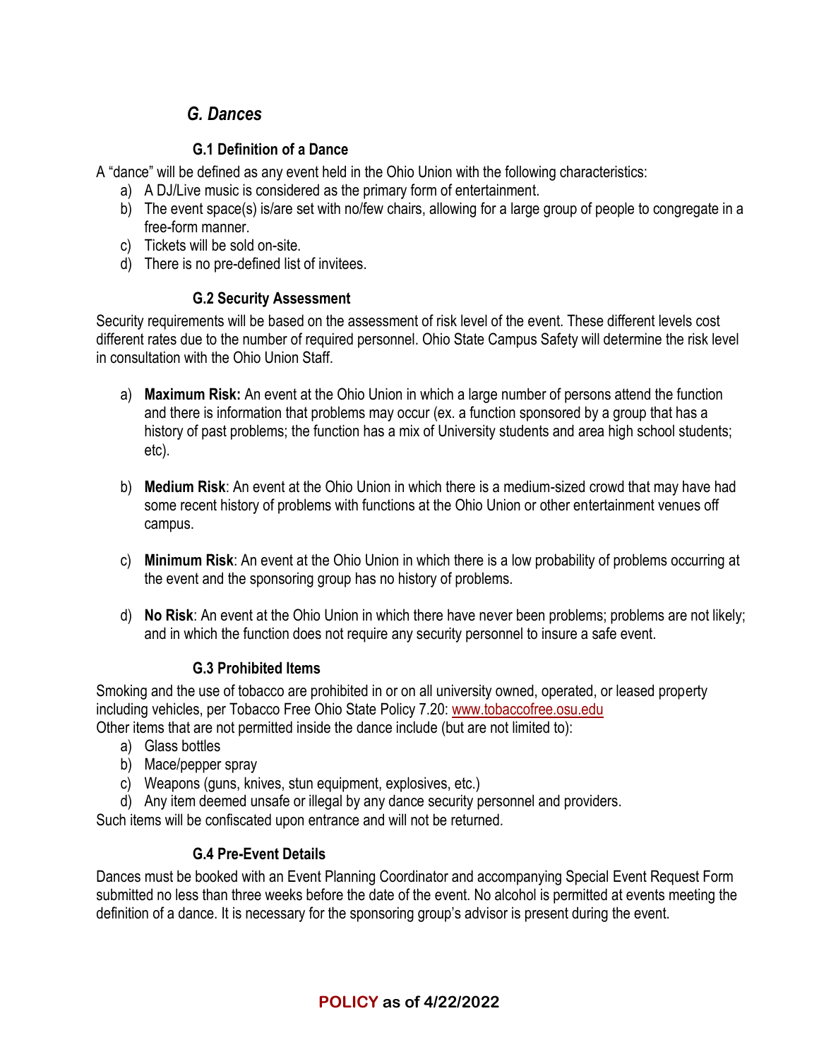## *G. Dances*

### G.1 Definition of a Dance

A "dance" will be defined as any event held in the Ohio Union with the following characteristics:

a) A DJ/Live music is considered as the primary form of entertainment.
b) The event space(s) is/are set with no/few chairs, allowing for a large group of people to congregate in a free-form manner.
c) Tickets will be sold on-site.
d) There is no pre-defined list of invitees.

### G.2 Security Assessment

Security requirements will be based on the assessment of risk level of the event. These different levels cost different rates due to the number of required personnel. Ohio State Campus Safety will determine the risk level in consultation with the Ohio Union Staff.

a) **Maximum Risk:** An event at the Ohio Union in which a large number of persons attend the function and there is information that problems may occur (ex. a function sponsored by a group that has a history of past problems; the function has a mix of University students and area high school students; etc).

b) **Medium Risk**: An event at the Ohio Union in which there is a medium-sized crowd that may have had some recent history of problems with functions at the Ohio Union or other entertainment venues off campus.

c) **Minimum Risk**: An event at the Ohio Union in which there is a low probability of problems occurring at the event and the sponsoring group has no history of problems.

d) **No Risk**: An event at the Ohio Union in which there have never been problems; problems are not likely; and in which the function does not require any security personnel to insure a safe event.

### G.3 Prohibited Items

Smoking and the use of tobacco are prohibited in or on all university owned, operated, or leased property including vehicles, per Tobacco Free Ohio State Policy 7.20: www.tobaccofree.osu.edu
Other items that are not permitted inside the dance include (but are not limited to):

a) Glass bottles
b) Mace/pepper spray
c) Weapons (guns, knives, stun equipment, explosives, etc.)
d) Any item deemed unsafe or illegal by any dance security personnel and providers.

Such items will be confiscated upon entrance and will not be returned.

### G.4 Pre-Event Details

Dances must be booked with an Event Planning Coordinator and accompanying Special Event Request Form submitted no less than three weeks before the date of the event. No alcohol is permitted at events meeting the definition of a dance. It is necessary for the sponsoring group's advisor is present during the event.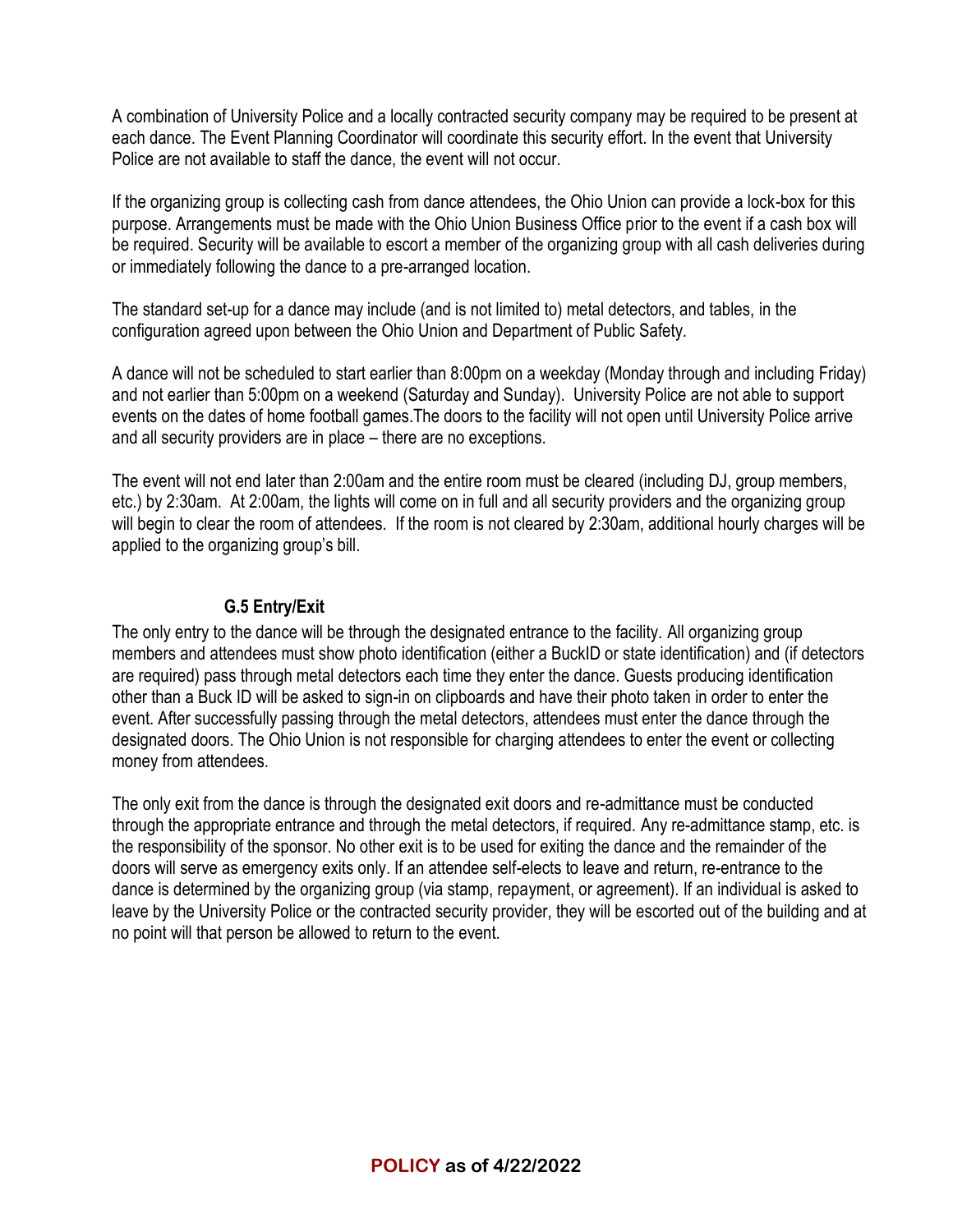A combination of University Police and a locally contracted security company may be required to be present at each dance. The Event Planning Coordinator will coordinate this security effort. In the event that University Police are not available to staff the dance, the event will not occur.

If the organizing group is collecting cash from dance attendees, the Ohio Union can provide a lock-box for this purpose. Arrangements must be made with the Ohio Union Business Office prior to the event if a cash box will be required. Security will be available to escort a member of the organizing group with all cash deliveries during or immediately following the dance to a pre-arranged location.

The standard set-up for a dance may include (and is not limited to) metal detectors, and tables, in the configuration agreed upon between the Ohio Union and Department of Public Safety.

A dance will not be scheduled to start earlier than 8:00pm on a weekday (Monday through and including Friday) and not earlier than 5:00pm on a weekend (Saturday and Sunday). University Police are not able to support events on the dates of home football games.The doors to the facility will not open until University Police arrive and all security providers are in place – there are no exceptions.

The event will not end later than 2:00am and the entire room must be cleared (including DJ, group members, etc.) by 2:30am. At 2:00am, the lights will come on in full and all security providers and the organizing group will begin to clear the room of attendees. If the room is not cleared by 2:30am, additional hourly charges will be applied to the organizing group's bill.

### G.5 Entry/Exit

The only entry to the dance will be through the designated entrance to the facility. All organizing group members and attendees must show photo identification (either a BuckID or state identification) and (if detectors are required) pass through metal detectors each time they enter the dance. Guests producing identification other than a Buck ID will be asked to sign-in on clipboards and have their photo taken in order to enter the event. After successfully passing through the metal detectors, attendees must enter the dance through the designated doors. The Ohio Union is not responsible for charging attendees to enter the event or collecting money from attendees.

The only exit from the dance is through the designated exit doors and re-admittance must be conducted through the appropriate entrance and through the metal detectors, if required. Any re-admittance stamp, etc. is the responsibility of the sponsor. No other exit is to be used for exiting the dance and the remainder of the doors will serve as emergency exits only. If an attendee self-elects to leave and return, re-entrance to the dance is determined by the organizing group (via stamp, repayment, or agreement). If an individual is asked to leave by the University Police or the contracted security provider, they will be escorted out of the building and at no point will that person be allowed to return to the event.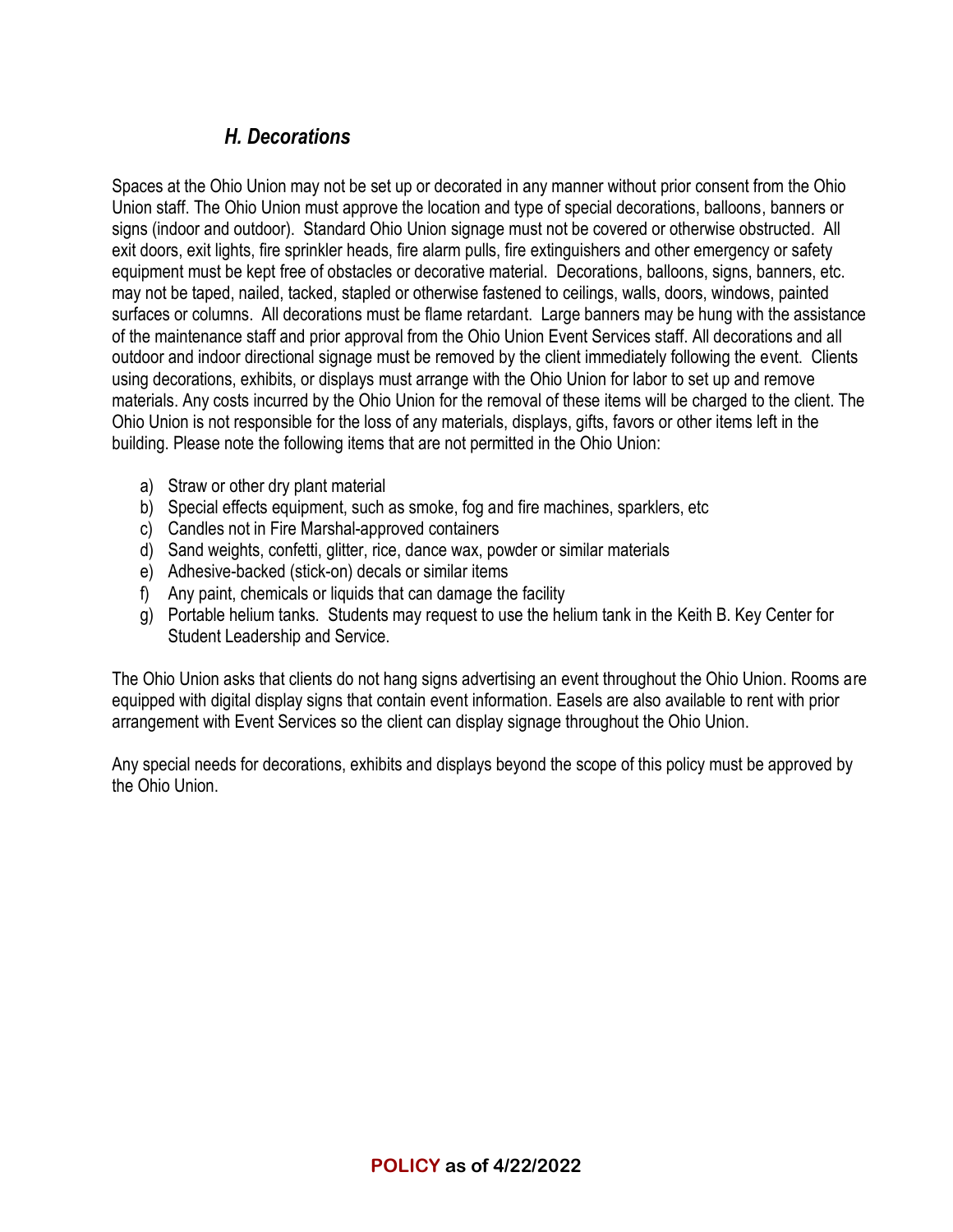### *H. Decorations*

Spaces at the Ohio Union may not be set up or decorated in any manner without prior consent from the Ohio Union staff. The Ohio Union must approve the location and type of special decorations, balloons, banners or signs (indoor and outdoor). Standard Ohio Union signage must not be covered or otherwise obstructed. All exit doors, exit lights, fire sprinkler heads, fire alarm pulls, fire extinguishers and other emergency or safety equipment must be kept free of obstacles or decorative material. Decorations, balloons, signs, banners, etc. may not be taped, nailed, tacked, stapled or otherwise fastened to ceilings, walls, doors, windows, painted surfaces or columns. All decorations must be flame retardant. Large banners may be hung with the assistance of the maintenance staff and prior approval from the Ohio Union Event Services staff. All decorations and all outdoor and indoor directional signage must be removed by the client immediately following the event. Clients using decorations, exhibits, or displays must arrange with the Ohio Union for labor to set up and remove materials. Any costs incurred by the Ohio Union for the removal of these items will be charged to the client. The Ohio Union is not responsible for the loss of any materials, displays, gifts, favors or other items left in the building. Please note the following items that are not permitted in the Ohio Union:

a) Straw or other dry plant material
b) Special effects equipment, such as smoke, fog and fire machines, sparklers, etc
c) Candles not in Fire Marshal-approved containers
d) Sand weights, confetti, glitter, rice, dance wax, powder or similar materials
e) Adhesive-backed (stick-on) decals or similar items
f) Any paint, chemicals or liquids that can damage the facility
g) Portable helium tanks. Students may request to use the helium tank in the Keith B. Key Center for Student Leadership and Service.

The Ohio Union asks that clients do not hang signs advertising an event throughout the Ohio Union. Rooms are equipped with digital display signs that contain event information. Easels are also available to rent with prior arrangement with Event Services so the client can display signage throughout the Ohio Union.

Any special needs for decorations, exhibits and displays beyond the scope of this policy must be approved by the Ohio Union.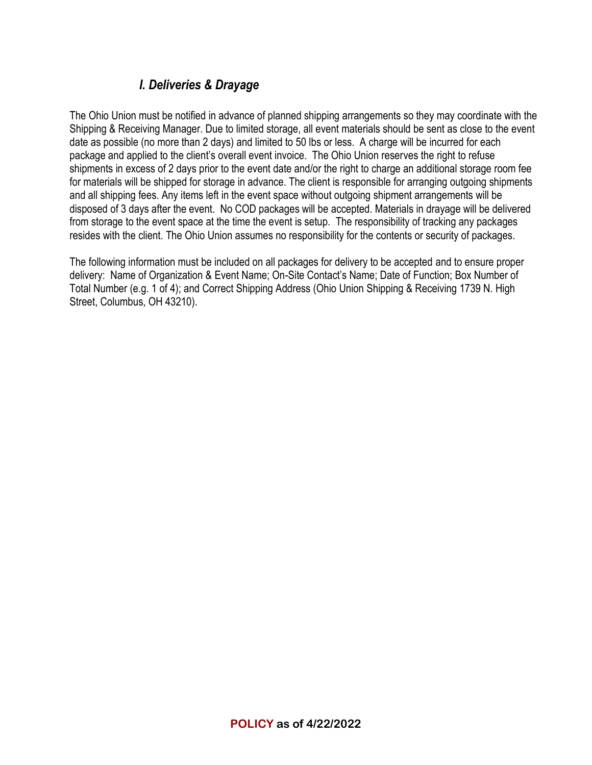### *I. Deliveries & Drayage*

The Ohio Union must be notified in advance of planned shipping arrangements so they may coordinate with the Shipping & Receiving Manager. Due to limited storage, all event materials should be sent as close to the event date as possible (no more than 2 days) and limited to 50 lbs or less. A charge will be incurred for each package and applied to the client's overall event invoice. The Ohio Union reserves the right to refuse shipments in excess of 2 days prior to the event date and/or the right to charge an additional storage room fee for materials will be shipped for storage in advance. The client is responsible for arranging outgoing shipments and all shipping fees. Any items left in the event space without outgoing shipment arrangements will be disposed of 3 days after the event. No COD packages will be accepted. Materials in drayage will be delivered from storage to the event space at the time the event is setup. The responsibility of tracking any packages resides with the client. The Ohio Union assumes no responsibility for the contents or security of packages.

The following information must be included on all packages for delivery to be accepted and to ensure proper delivery: Name of Organization & Event Name; On-Site Contact's Name; Date of Function; Box Number of Total Number (e.g. 1 of 4); and Correct Shipping Address (Ohio Union Shipping & Receiving 1739 N. High Street, Columbus, OH 43210).

**POLICY as of 4/22/2022**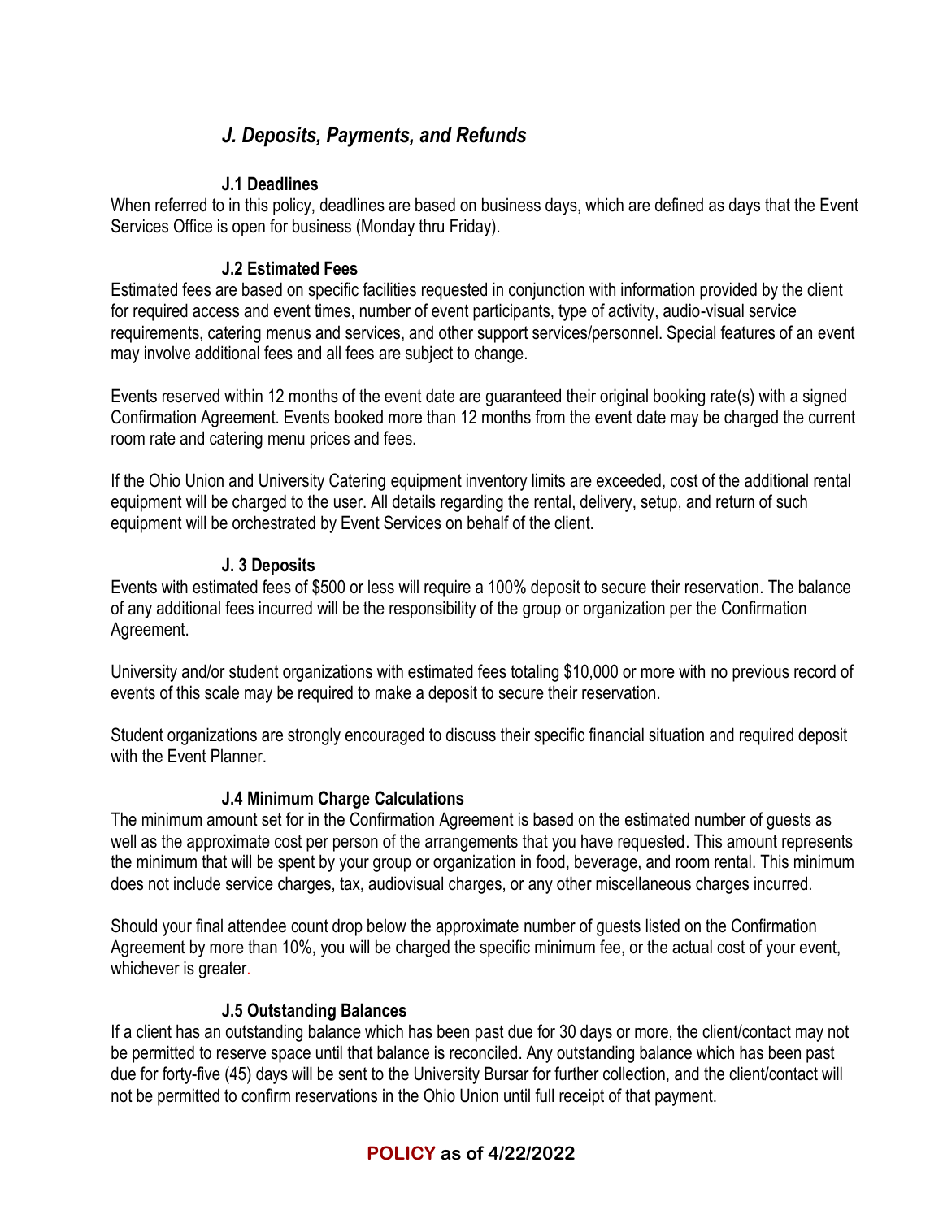## *J. Deposits, Payments, and Refunds*

### J.1 Deadlines

When referred to in this policy, deadlines are based on business days, which are defined as days that the Event Services Office is open for business (Monday thru Friday).

### J.2 Estimated Fees

Estimated fees are based on specific facilities requested in conjunction with information provided by the client for required access and event times, number of event participants, type of activity, audio-visual service requirements, catering menus and services, and other support services/personnel. Special features of an event may involve additional fees and all fees are subject to change.

Events reserved within 12 months of the event date are guaranteed their original booking rate(s) with a signed Confirmation Agreement. Events booked more than 12 months from the event date may be charged the current room rate and catering menu prices and fees.

If the Ohio Union and University Catering equipment inventory limits are exceeded, cost of the additional rental equipment will be charged to the user. All details regarding the rental, delivery, setup, and return of such equipment will be orchestrated by Event Services on behalf of the client.

### J. 3 Deposits

Events with estimated fees of $500 or less will require a 100% deposit to secure their reservation. The balance of any additional fees incurred will be the responsibility of the group or organization per the Confirmation Agreement.

University and/or student organizations with estimated fees totaling $10,000 or more with no previous record of events of this scale may be required to make a deposit to secure their reservation.

Student organizations are strongly encouraged to discuss their specific financial situation and required deposit with the Event Planner.

### J.4 Minimum Charge Calculations

The minimum amount set for in the Confirmation Agreement is based on the estimated number of guests as well as the approximate cost per person of the arrangements that you have requested. This amount represents the minimum that will be spent by your group or organization in food, beverage, and room rental. This minimum does not include service charges, tax, audiovisual charges, or any other miscellaneous charges incurred.

Should your final attendee count drop below the approximate number of guests listed on the Confirmation Agreement by more than 10%, you will be charged the specific minimum fee, or the actual cost of your event, whichever is greater.

### J.5 Outstanding Balances

If a client has an outstanding balance which has been past due for 30 days or more, the client/contact may not be permitted to reserve space until that balance is reconciled. Any outstanding balance which has been past due for forty-five (45) days will be sent to the University Bursar for further collection, and the client/contact will not be permitted to confirm reservations in the Ohio Union until full receipt of that payment.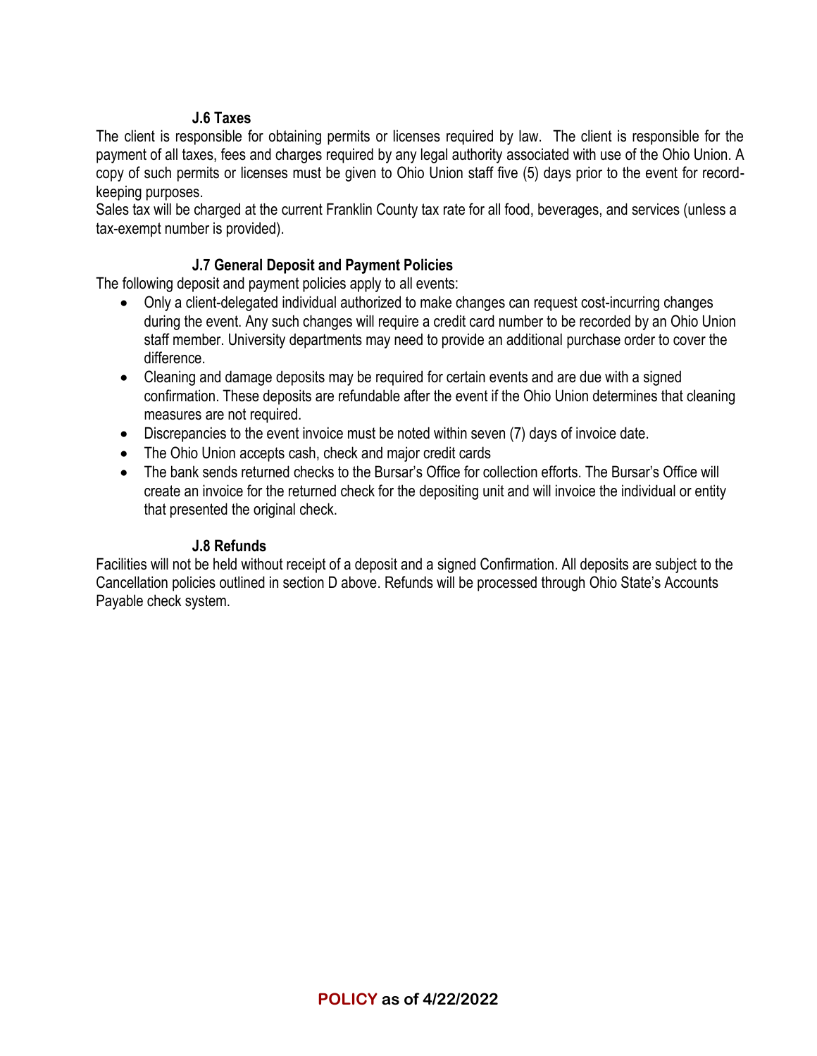### J.6 Taxes

The client is responsible for obtaining permits or licenses required by law. The client is responsible for the payment of all taxes, fees and charges required by any legal authority associated with use of the Ohio Union. A copy of such permits or licenses must be given to Ohio Union staff five (5) days prior to the event for record-keeping purposes.

Sales tax will be charged at the current Franklin County tax rate for all food, beverages, and services (unless a tax-exempt number is provided).

### J.7 General Deposit and Payment Policies

The following deposit and payment policies apply to all events:

- Only a client-delegated individual authorized to make changes can request cost-incurring changes during the event. Any such changes will require a credit card number to be recorded by an Ohio Union staff member. University departments may need to provide an additional purchase order to cover the difference.
- Cleaning and damage deposits may be required for certain events and are due with a signed confirmation. These deposits are refundable after the event if the Ohio Union determines that cleaning measures are not required.
- Discrepancies to the event invoice must be noted within seven (7) days of invoice date.
- The Ohio Union accepts cash, check and major credit cards
- The bank sends returned checks to the Bursar's Office for collection efforts. The Bursar's Office will create an invoice for the returned check for the depositing unit and will invoice the individual or entity that presented the original check.

### J.8 Refunds

Facilities will not be held without receipt of a deposit and a signed Confirmation. All deposits are subject to the Cancellation policies outlined in section D above. Refunds will be processed through Ohio State's Accounts Payable check system.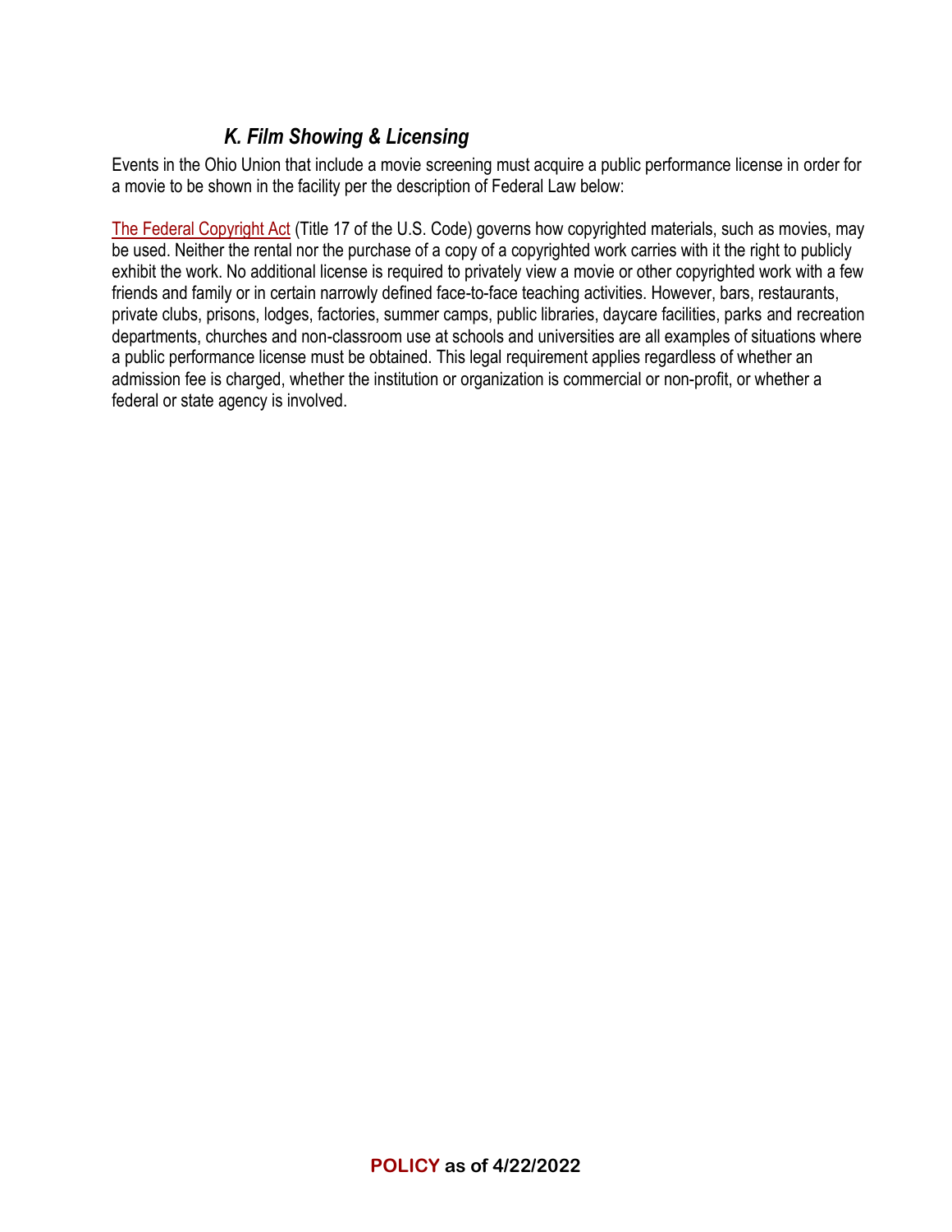### *K. Film Showing & Licensing*

Events in the Ohio Union that include a movie screening must acquire a public performance license in order for a movie to be shown in the facility per the description of Federal Law below:

The Federal Copyright Act (Title 17 of the U.S. Code) governs how copyrighted materials, such as movies, may be used. Neither the rental nor the purchase of a copy of a copyrighted work carries with it the right to publicly exhibit the work. No additional license is required to privately view a movie or other copyrighted work with a few friends and family or in certain narrowly defined face-to-face teaching activities. However, bars, restaurants, private clubs, prisons, lodges, factories, summer camps, public libraries, daycare facilities, parks and recreation departments, churches and non-classroom use at schools and universities are all examples of situations where a public performance license must be obtained. This legal requirement applies regardless of whether an admission fee is charged, whether the institution or organization is commercial or non-profit, or whether a federal or state agency is involved.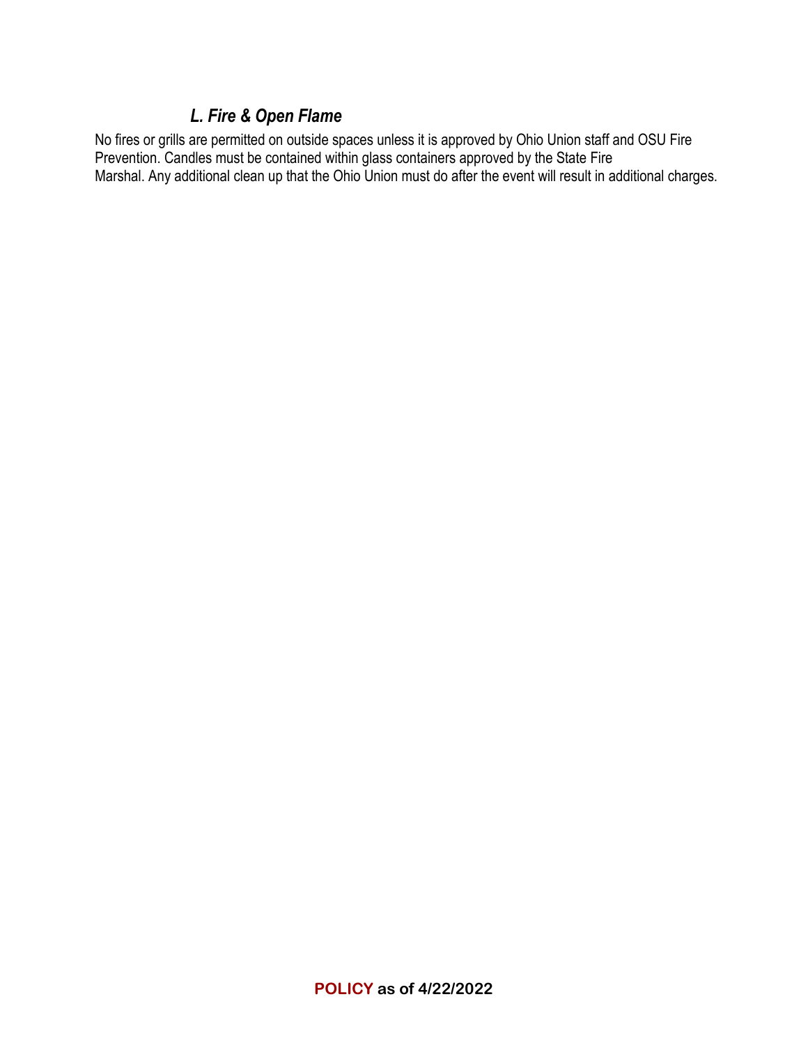### *L. Fire & Open Flame*

No fires or grills are permitted on outside spaces unless it is approved by Ohio Union staff and OSU Fire Prevention. Candles must be contained within glass containers approved by the State Fire Marshal. Any additional clean up that the Ohio Union must do after the event will result in additional charges.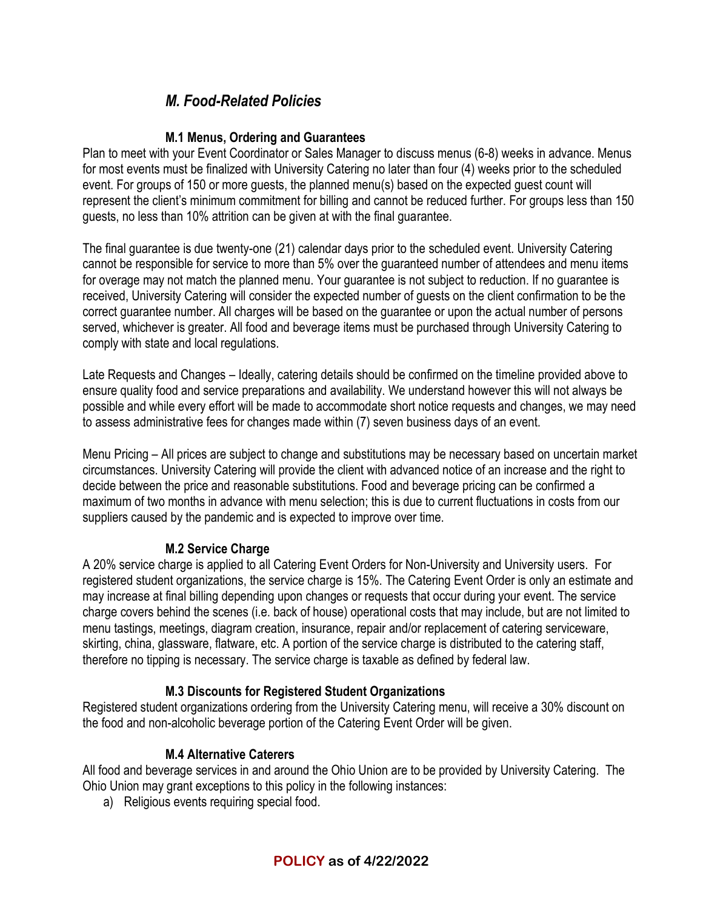## *M. Food-Related Policies*

### M.1 Menus, Ordering and Guarantees

Plan to meet with your Event Coordinator or Sales Manager to discuss menus (6-8) weeks in advance. Menus for most events must be finalized with University Catering no later than four (4) weeks prior to the scheduled event. For groups of 150 or more guests, the planned menu(s) based on the expected guest count will represent the client's minimum commitment for billing and cannot be reduced further. For groups less than 150 guests, no less than 10% attrition can be given at with the final guarantee.

The final guarantee is due twenty-one (21) calendar days prior to the scheduled event. University Catering cannot be responsible for service to more than 5% over the guaranteed number of attendees and menu items for overage may not match the planned menu. Your guarantee is not subject to reduction. If no guarantee is received, University Catering will consider the expected number of guests on the client confirmation to be the correct guarantee number. All charges will be based on the guarantee or upon the actual number of persons served, whichever is greater. All food and beverage items must be purchased through University Catering to comply with state and local regulations.

Late Requests and Changes – Ideally, catering details should be confirmed on the timeline provided above to ensure quality food and service preparations and availability. We understand however this will not always be possible and while every effort will be made to accommodate short notice requests and changes, we may need to assess administrative fees for changes made within (7) seven business days of an event.

Menu Pricing – All prices are subject to change and substitutions may be necessary based on uncertain market circumstances. University Catering will provide the client with advanced notice of an increase and the right to decide between the price and reasonable substitutions. Food and beverage pricing can be confirmed a maximum of two months in advance with menu selection; this is due to current fluctuations in costs from our suppliers caused by the pandemic and is expected to improve over time.

### M.2 Service Charge

A 20% service charge is applied to all Catering Event Orders for Non-University and University users. For registered student organizations, the service charge is 15%. The Catering Event Order is only an estimate and may increase at final billing depending upon changes or requests that occur during your event. The service charge covers behind the scenes (i.e. back of house) operational costs that may include, but are not limited to menu tastings, meetings, diagram creation, insurance, repair and/or replacement of catering serviceware, skirting, china, glassware, flatware, etc. A portion of the service charge is distributed to the catering staff, therefore no tipping is necessary. The service charge is taxable as defined by federal law.

### M.3 Discounts for Registered Student Organizations

Registered student organizations ordering from the University Catering menu, will receive a 30% discount on the food and non-alcoholic beverage portion of the Catering Event Order will be given.

### M.4 Alternative Caterers

All food and beverage services in and around the Ohio Union are to be provided by University Catering. The Ohio Union may grant exceptions to this policy in the following instances:

a) Religious events requiring special food.

**POLICY as of 4/22/2022**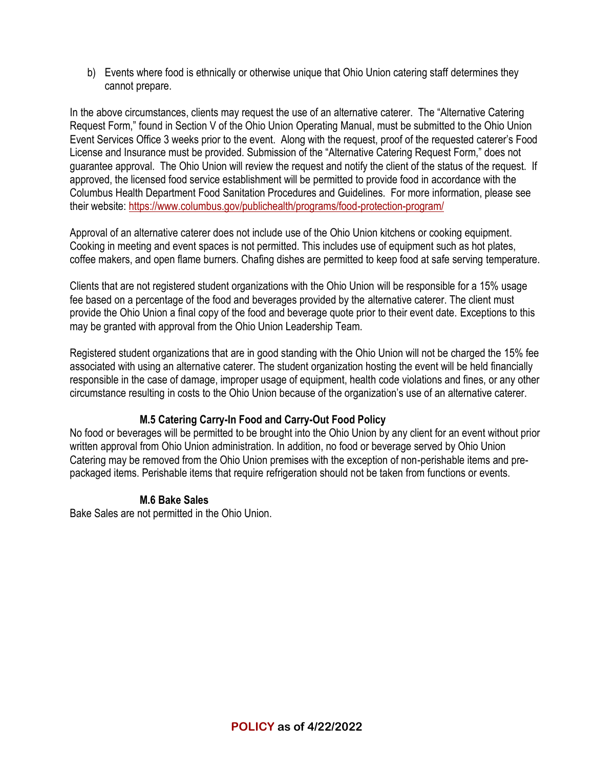b) Events where food is ethnically or otherwise unique that Ohio Union catering staff determines they cannot prepare.

In the above circumstances, clients may request the use of an alternative caterer. The "Alternative Catering Request Form," found in Section V of the Ohio Union Operating Manual, must be submitted to the Ohio Union Event Services Office 3 weeks prior to the event. Along with the request, proof of the requested caterer's Food License and Insurance must be provided. Submission of the "Alternative Catering Request Form," does not guarantee approval. The Ohio Union will review the request and notify the client of the status of the request. If approved, the licensed food service establishment will be permitted to provide food in accordance with the Columbus Health Department Food Sanitation Procedures and Guidelines. For more information, please see their website: https://www.columbus.gov/publichealth/programs/food-protection-program/

Approval of an alternative caterer does not include use of the Ohio Union kitchens or cooking equipment. Cooking in meeting and event spaces is not permitted. This includes use of equipment such as hot plates, coffee makers, and open flame burners. Chafing dishes are permitted to keep food at safe serving temperature.

Clients that are not registered student organizations with the Ohio Union will be responsible for a 15% usage fee based on a percentage of the food and beverages provided by the alternative caterer. The client must provide the Ohio Union a final copy of the food and beverage quote prior to their event date. Exceptions to this may be granted with approval from the Ohio Union Leadership Team.

Registered student organizations that are in good standing with the Ohio Union will not be charged the 15% fee associated with using an alternative caterer. The student organization hosting the event will be held financially responsible in the case of damage, improper usage of equipment, health code violations and fines, or any other circumstance resulting in costs to the Ohio Union because of the organization's use of an alternative caterer.

**M.5 Catering Carry-In Food and Carry-Out Food Policy**

No food or beverages will be permitted to be brought into the Ohio Union by any client for an event without prior written approval from Ohio Union administration. In addition, no food or beverage served by Ohio Union Catering may be removed from the Ohio Union premises with the exception of non-perishable items and pre-packaged items. Perishable items that require refrigeration should not be taken from functions or events.

**M.6 Bake Sales**

Bake Sales are not permitted in the Ohio Union.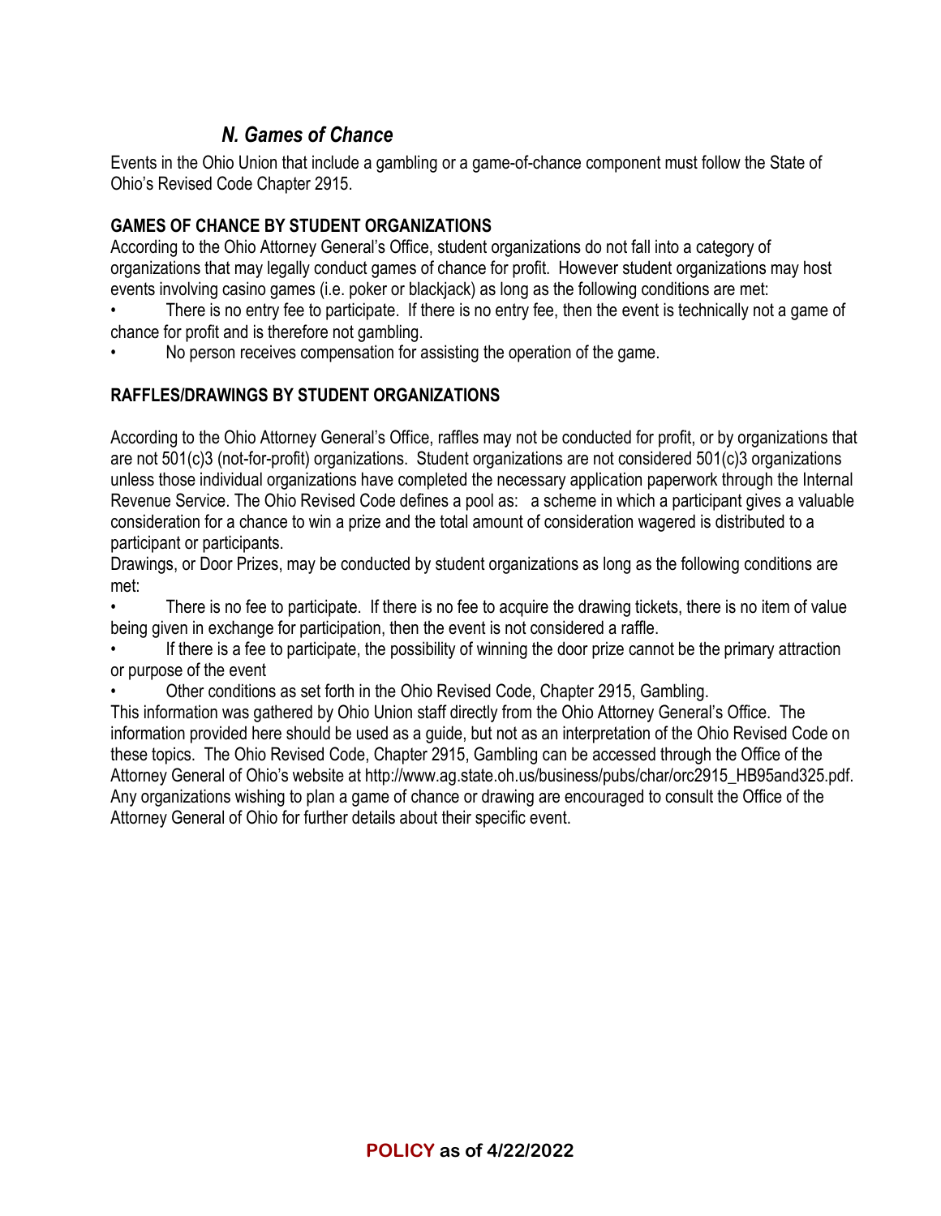### *N. Games of Chance*

Events in the Ohio Union that include a gambling or a game-of-chance component must follow the State of Ohio's Revised Code Chapter 2915.

**GAMES OF CHANCE BY STUDENT ORGANIZATIONS**

According to the Ohio Attorney General's Office, student organizations do not fall into a category of organizations that may legally conduct games of chance for profit. However student organizations may host events involving casino games (i.e. poker or blackjack) as long as the following conditions are met:

- There is no entry fee to participate. If there is no entry fee, then the event is technically not a game of chance for profit and is therefore not gambling.
- No person receives compensation for assisting the operation of the game.

**RAFFLES/DRAWINGS BY STUDENT ORGANIZATIONS**

According to the Ohio Attorney General's Office, raffles may not be conducted for profit, or by organizations that are not 501(c)3 (not-for-profit) organizations. Student organizations are not considered 501(c)3 organizations unless those individual organizations have completed the necessary application paperwork through the Internal Revenue Service. The Ohio Revised Code defines a pool as: a scheme in which a participant gives a valuable consideration for a chance to win a prize and the total amount of consideration wagered is distributed to a participant or participants.

Drawings, or Door Prizes, may be conducted by student organizations as long as the following conditions are met:

- There is no fee to participate. If there is no fee to acquire the drawing tickets, there is no item of value being given in exchange for participation, then the event is not considered a raffle.
- If there is a fee to participate, the possibility of winning the door prize cannot be the primary attraction or purpose of the event
- Other conditions as set forth in the Ohio Revised Code, Chapter 2915, Gambling.

This information was gathered by Ohio Union staff directly from the Ohio Attorney General's Office. The information provided here should be used as a guide, but not as an interpretation of the Ohio Revised Code on these topics. The Ohio Revised Code, Chapter 2915, Gambling can be accessed through the Office of the Attorney General of Ohio's website at http://www.ag.state.oh.us/business/pubs/char/orc2915_HB95and325.pdf. Any organizations wishing to plan a game of chance or drawing are encouraged to consult the Office of the Attorney General of Ohio for further details about their specific event.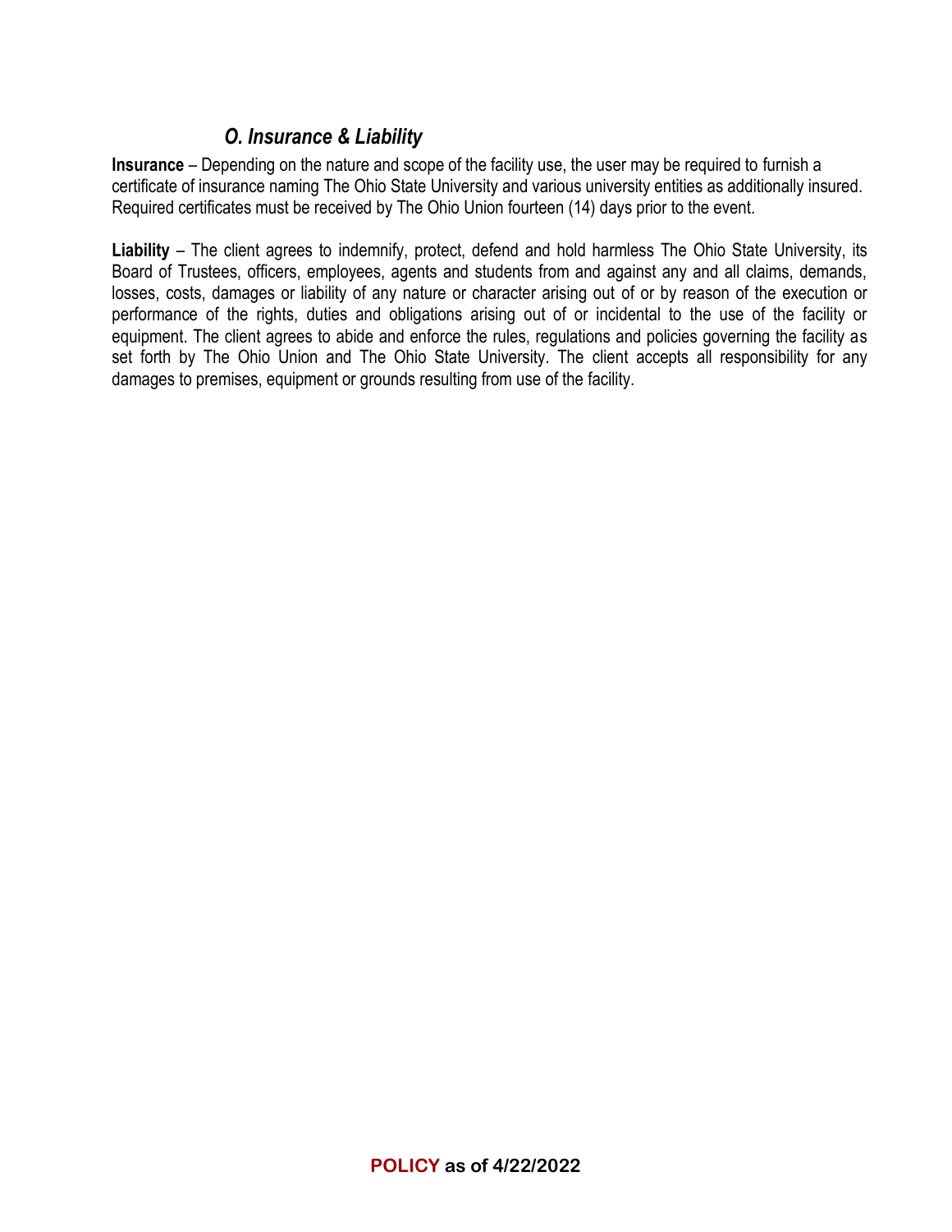## *O. Insurance & Liability*

**Insurance** – Depending on the nature and scope of the facility use, the user may be required to furnish a certificate of insurance naming The Ohio State University and various university entities as additionally insured. Required certificates must be received by The Ohio Union fourteen (14) days prior to the event.

**Liability** – The client agrees to indemnify, protect, defend and hold harmless The Ohio State University, its Board of Trustees, officers, employees, agents and students from and against any and all claims, demands, losses, costs, damages or liability of any nature or character arising out of or by reason of the execution or performance of the rights, duties and obligations arising out of or incidental to the use of the facility or equipment. The client agrees to abide and enforce the rules, regulations and policies governing the facility as set forth by The Ohio Union and The Ohio State University. The client accepts all responsibility for any damages to premises, equipment or grounds resulting from use of the facility.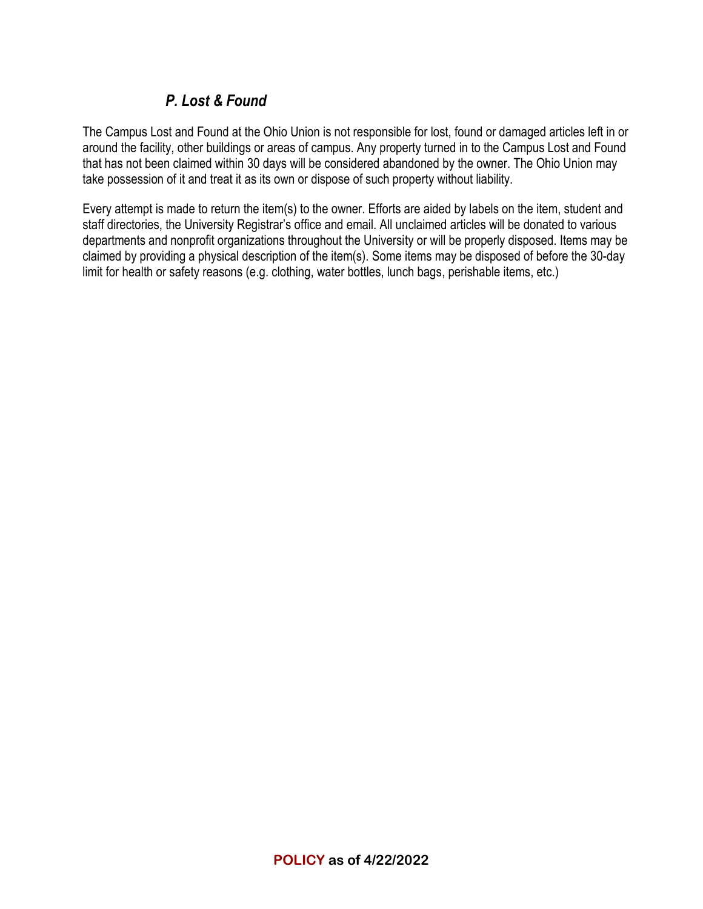### *P. Lost & Found*

The Campus Lost and Found at the Ohio Union is not responsible for lost, found or damaged articles left in or around the facility, other buildings or areas of campus. Any property turned in to the Campus Lost and Found that has not been claimed within 30 days will be considered abandoned by the owner. The Ohio Union may take possession of it and treat it as its own or dispose of such property without liability.

Every attempt is made to return the item(s) to the owner. Efforts are aided by labels on the item, student and staff directories, the University Registrar's office and email. All unclaimed articles will be donated to various departments and nonprofit organizations throughout the University or will be properly disposed. Items may be claimed by providing a physical description of the item(s). Some items may be disposed of before the 30-day limit for health or safety reasons (e.g. clothing, water bottles, lunch bags, perishable items, etc.)

**POLICY as of 4/22/2022**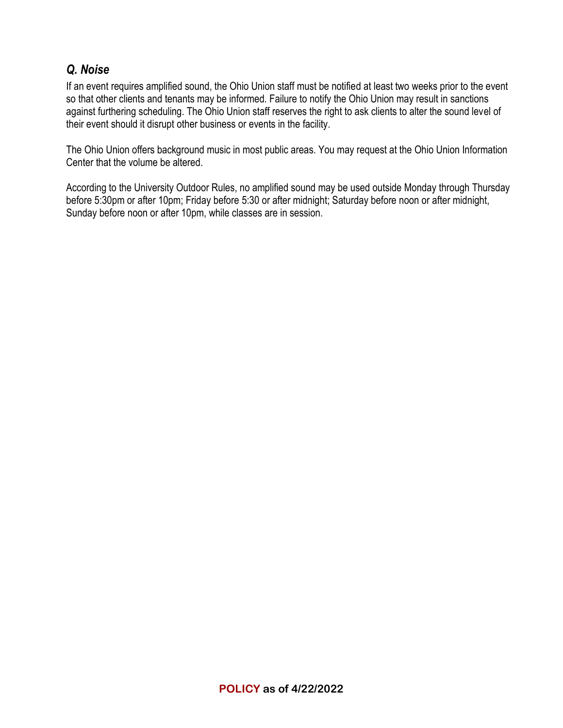### *Q. Noise*

If an event requires amplified sound, the Ohio Union staff must be notified at least two weeks prior to the event so that other clients and tenants may be informed. Failure to notify the Ohio Union may result in sanctions against furthering scheduling. The Ohio Union staff reserves the right to ask clients to alter the sound level of their event should it disrupt other business or events in the facility.

The Ohio Union offers background music in most public areas. You may request at the Ohio Union Information Center that the volume be altered.

According to the University Outdoor Rules, no amplified sound may be used outside Monday through Thursday before 5:30pm or after 10pm; Friday before 5:30 or after midnight; Saturday before noon or after midnight, Sunday before noon or after 10pm, while classes are in session.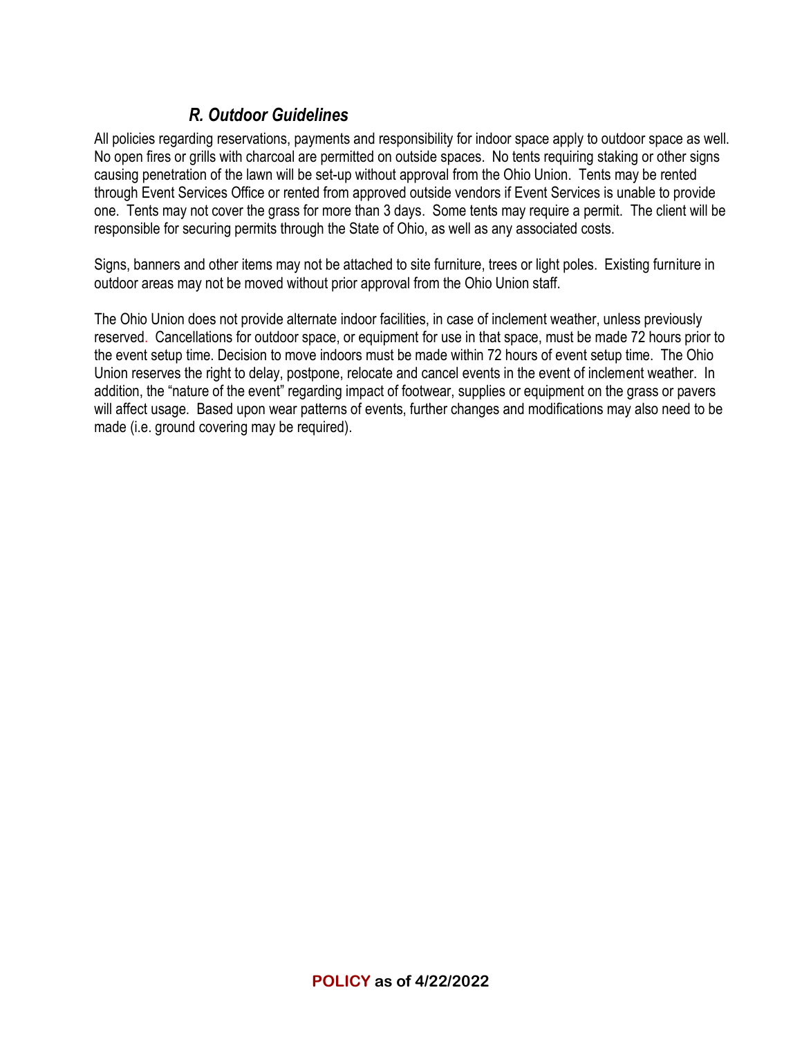## *R. Outdoor Guidelines*

All policies regarding reservations, payments and responsibility for indoor space apply to outdoor space as well. No open fires or grills with charcoal are permitted on outside spaces. No tents requiring staking or other signs causing penetration of the lawn will be set-up without approval from the Ohio Union. Tents may be rented through Event Services Office or rented from approved outside vendors if Event Services is unable to provide one. Tents may not cover the grass for more than 3 days. Some tents may require a permit. The client will be responsible for securing permits through the State of Ohio, as well as any associated costs.

Signs, banners and other items may not be attached to site furniture, trees or light poles. Existing furniture in outdoor areas may not be moved without prior approval from the Ohio Union staff.

The Ohio Union does not provide alternate indoor facilities, in case of inclement weather, unless previously reserved. Cancellations for outdoor space, or equipment for use in that space, must be made 72 hours prior to the event setup time. Decision to move indoors must be made within 72 hours of event setup time. The Ohio Union reserves the right to delay, postpone, relocate and cancel events in the event of inclement weather. In addition, the "nature of the event" regarding impact of footwear, supplies or equipment on the grass or pavers will affect usage. Based upon wear patterns of events, further changes and modifications may also need to be made (i.e. ground covering may be required).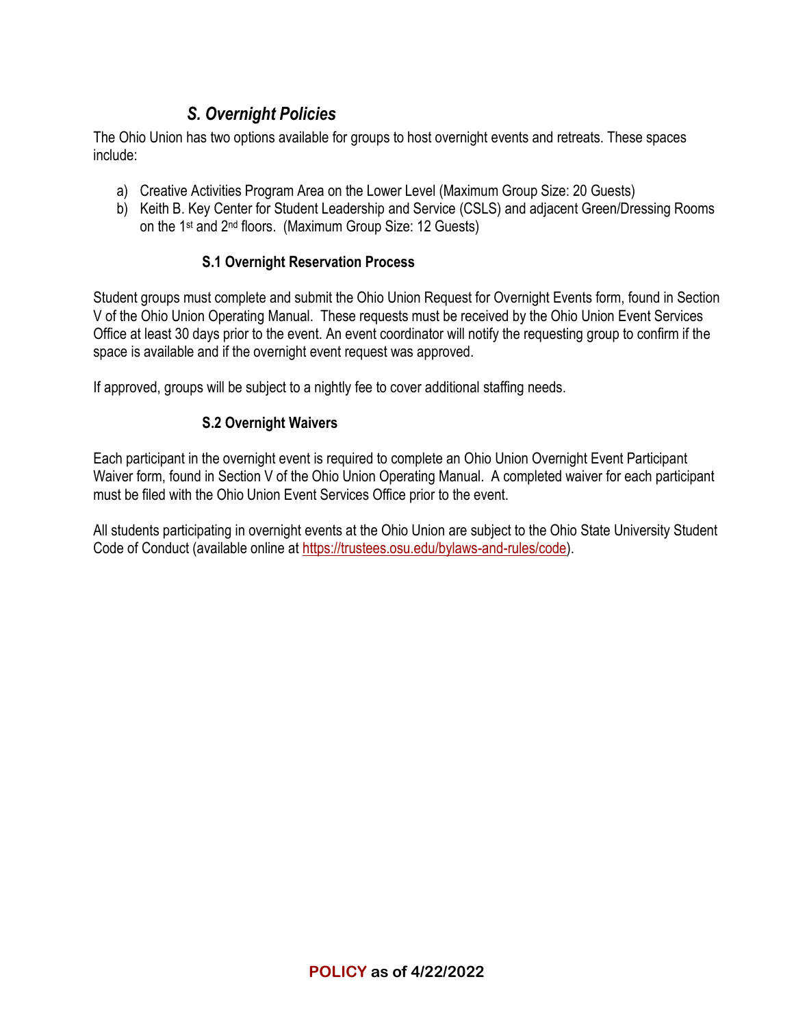## *S. Overnight Policies*

The Ohio Union has two options available for groups to host overnight events and retreats. These spaces include:

a) Creative Activities Program Area on the Lower Level (Maximum Group Size: 20 Guests)
b) Keith B. Key Center for Student Leadership and Service (CSLS) and adjacent Green/Dressing Rooms on the 1st and 2nd floors. (Maximum Group Size: 12 Guests)

### S.1 Overnight Reservation Process

Student groups must complete and submit the Ohio Union Request for Overnight Events form, found in Section V of the Ohio Union Operating Manual. These requests must be received by the Ohio Union Event Services Office at least 30 days prior to the event. An event coordinator will notify the requesting group to confirm if the space is available and if the overnight event request was approved.

If approved, groups will be subject to a nightly fee to cover additional staffing needs.

### S.2 Overnight Waivers

Each participant in the overnight event is required to complete an Ohio Union Overnight Event Participant Waiver form, found in Section V of the Ohio Union Operating Manual. A completed waiver for each participant must be filed with the Ohio Union Event Services Office prior to the event.

All students participating in overnight events at the Ohio Union are subject to the Ohio State University Student Code of Conduct (available online at https://trustees.osu.edu/bylaws-and-rules/code).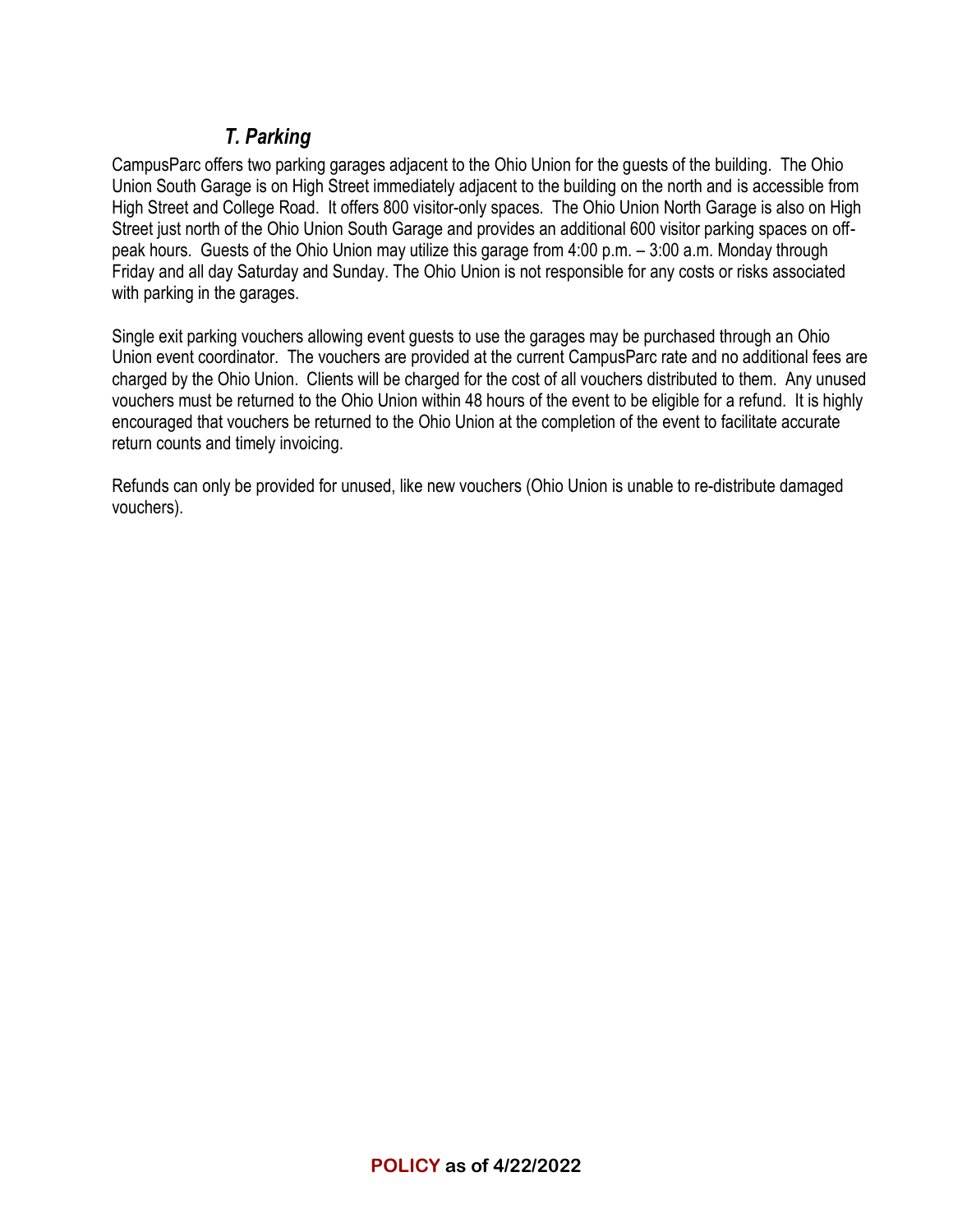### *T. Parking*

CampusParc offers two parking garages adjacent to the Ohio Union for the guests of the building. The Ohio Union South Garage is on High Street immediately adjacent to the building on the north and is accessible from High Street and College Road. It offers 800 visitor-only spaces. The Ohio Union North Garage is also on High Street just north of the Ohio Union South Garage and provides an additional 600 visitor parking spaces on off-peak hours. Guests of the Ohio Union may utilize this garage from 4:00 p.m. – 3:00 a.m. Monday through Friday and all day Saturday and Sunday. The Ohio Union is not responsible for any costs or risks associated with parking in the garages.

Single exit parking vouchers allowing event guests to use the garages may be purchased through an Ohio Union event coordinator. The vouchers are provided at the current CampusParc rate and no additional fees are charged by the Ohio Union. Clients will be charged for the cost of all vouchers distributed to them. Any unused vouchers must be returned to the Ohio Union within 48 hours of the event to be eligible for a refund. It is highly encouraged that vouchers be returned to the Ohio Union at the completion of the event to facilitate accurate return counts and timely invoicing.

Refunds can only be provided for unused, like new vouchers (Ohio Union is unable to re-distribute damaged vouchers).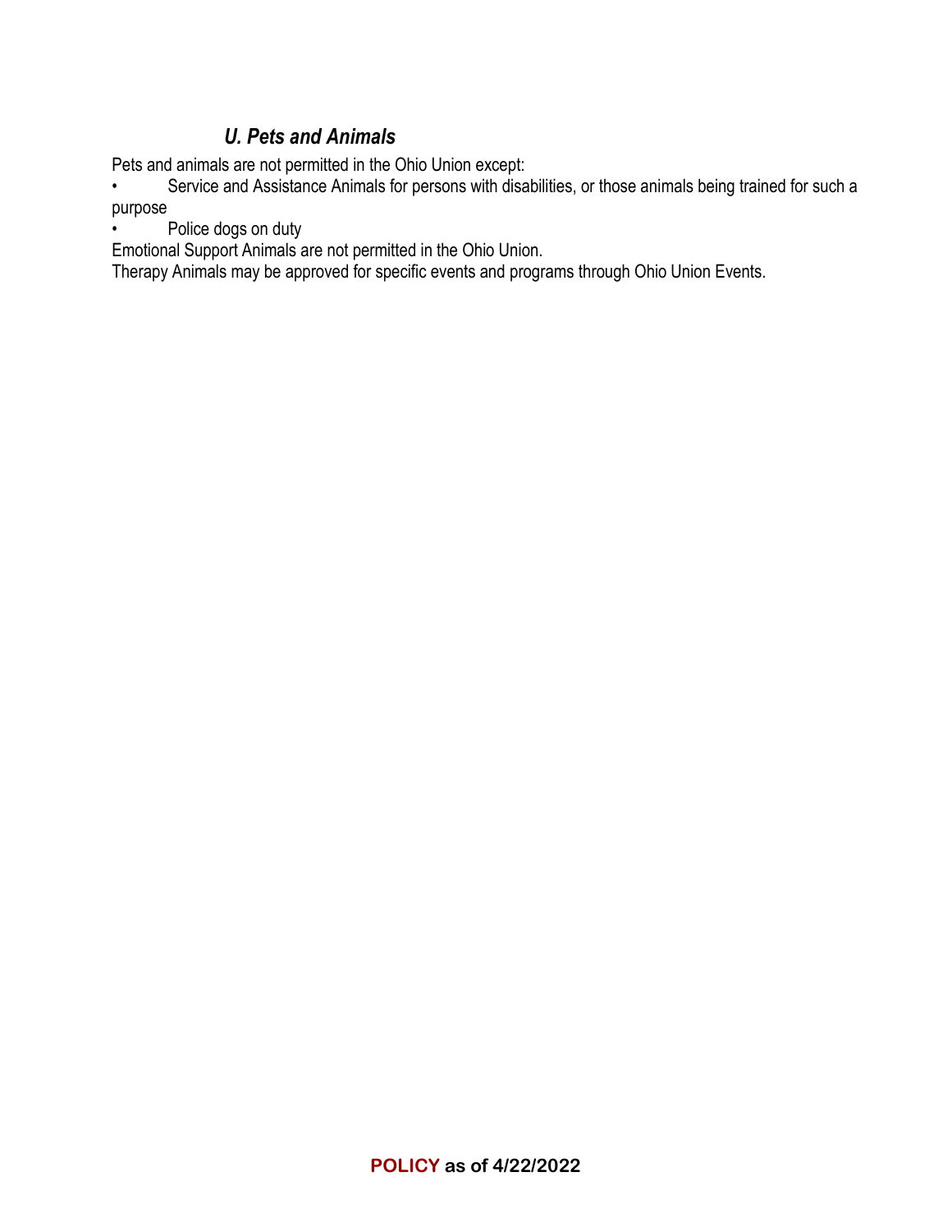### *U. Pets and Animals*

Pets and animals are not permitted in the Ohio Union except:

- Service and Assistance Animals for persons with disabilities, or those animals being trained for such a purpose
- Police dogs on duty

Emotional Support Animals are not permitted in the Ohio Union.

Therapy Animals may be approved for specific events and programs through Ohio Union Events.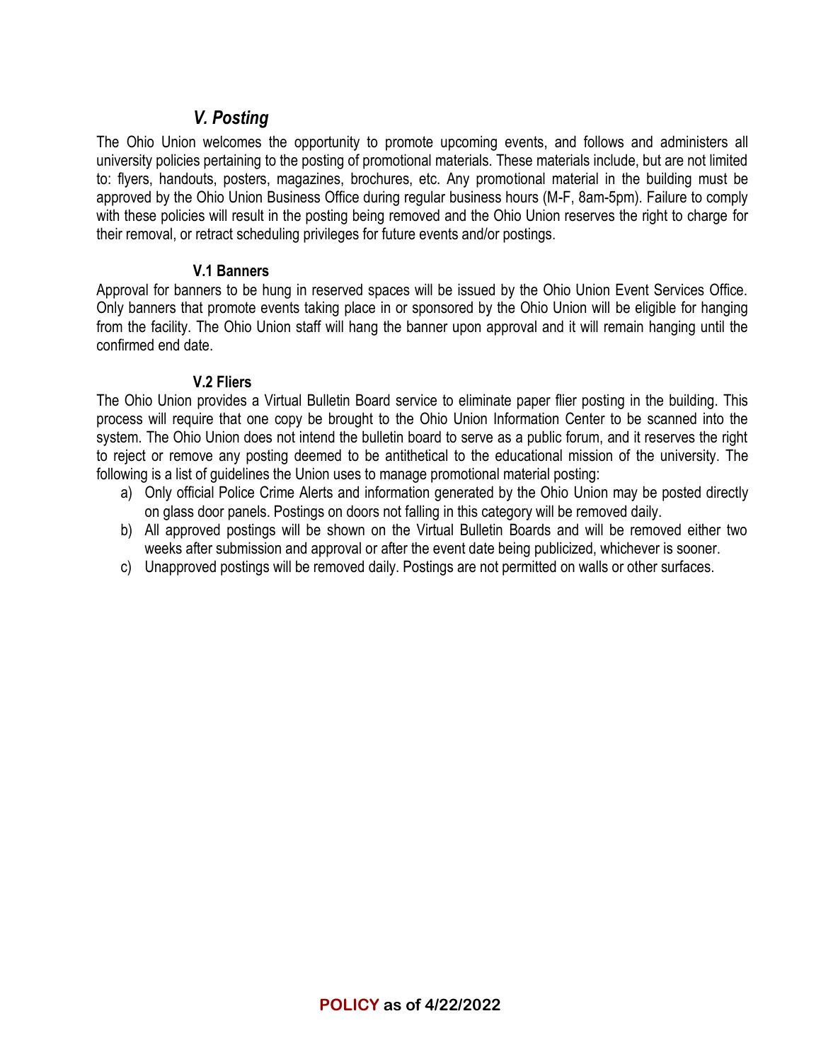## *V. Posting*

The Ohio Union welcomes the opportunity to promote upcoming events, and follows and administers all university policies pertaining to the posting of promotional materials. These materials include, but are not limited to: flyers, handouts, posters, magazines, brochures, etc. Any promotional material in the building must be approved by the Ohio Union Business Office during regular business hours (M-F, 8am-5pm). Failure to comply with these policies will result in the posting being removed and the Ohio Union reserves the right to charge for their removal, or retract scheduling privileges for future events and/or postings.

### V.1 Banners

Approval for banners to be hung in reserved spaces will be issued by the Ohio Union Event Services Office. Only banners that promote events taking place in or sponsored by the Ohio Union will be eligible for hanging from the facility. The Ohio Union staff will hang the banner upon approval and it will remain hanging until the confirmed end date.

### V.2 Fliers

The Ohio Union provides a Virtual Bulletin Board service to eliminate paper flier posting in the building. This process will require that one copy be brought to the Ohio Union Information Center to be scanned into the system. The Ohio Union does not intend the bulletin board to serve as a public forum, and it reserves the right to reject or remove any posting deemed to be antithetical to the educational mission of the university. The following is a list of guidelines the Union uses to manage promotional material posting:

a) Only official Police Crime Alerts and information generated by the Ohio Union may be posted directly on glass door panels. Postings on doors not falling in this category will be removed daily.
b) All approved postings will be shown on the Virtual Bulletin Boards and will be removed either two weeks after submission and approval or after the event date being publicized, whichever is sooner.
c) Unapproved postings will be removed daily. Postings are not permitted on walls or other surfaces.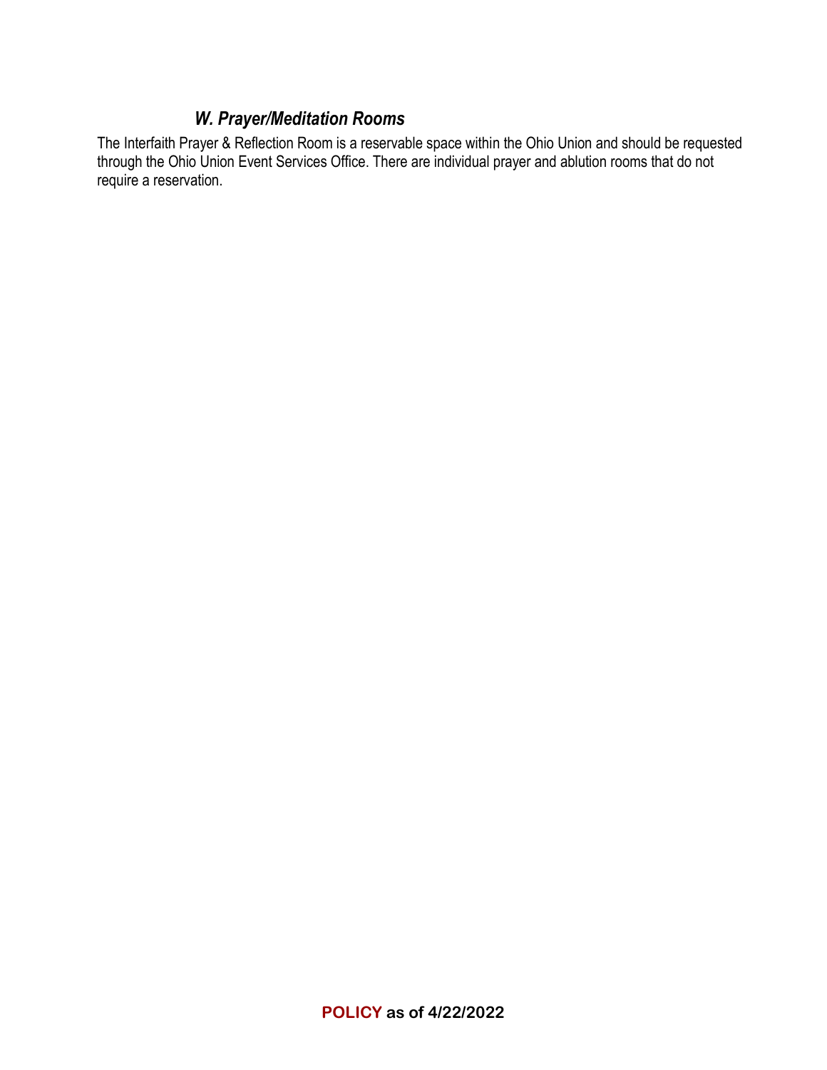### *W. Prayer/Meditation Rooms*

The Interfaith Prayer & Reflection Room is a reservable space within the Ohio Union and should be requested through the Ohio Union Event Services Office. There are individual prayer and ablution rooms that do not require a reservation.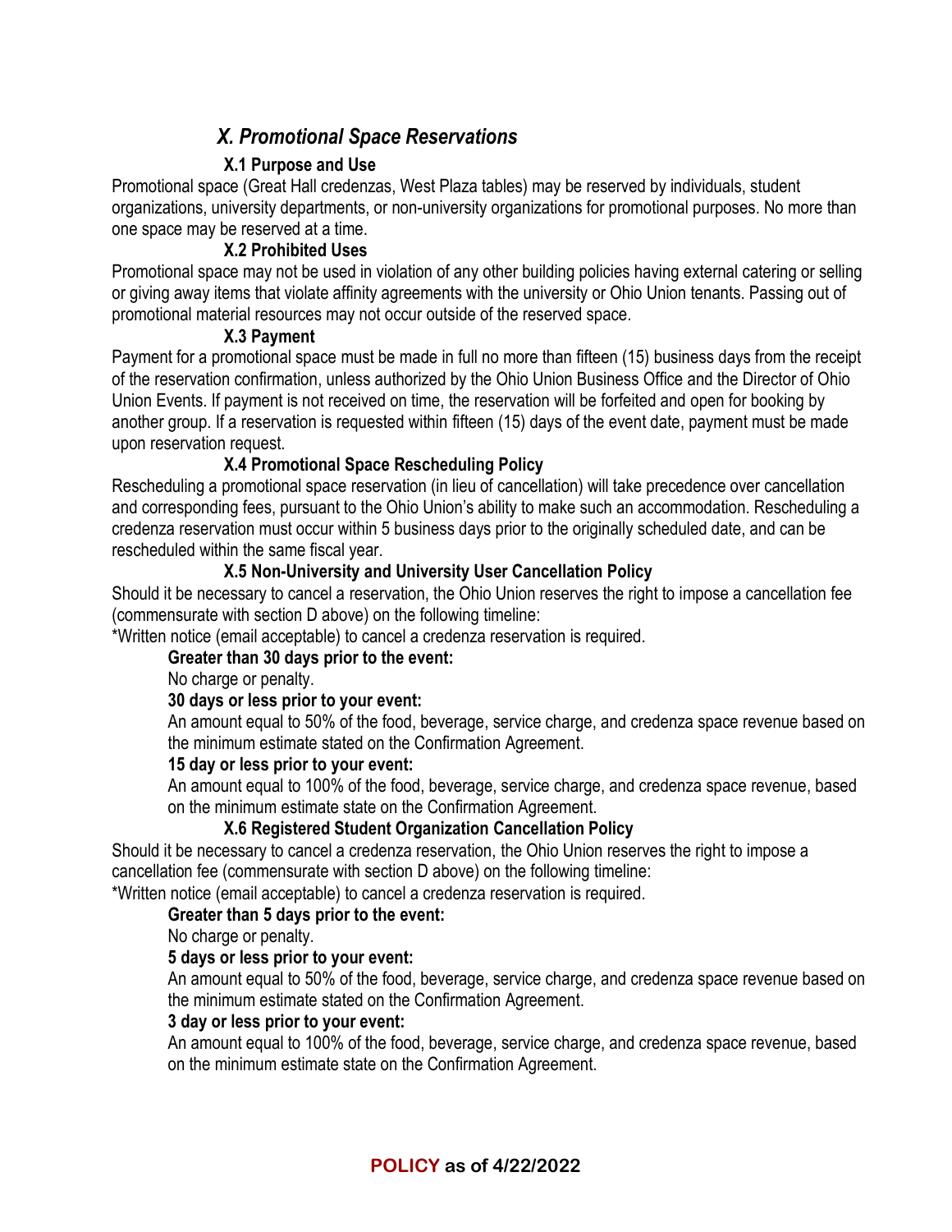## *X. Promotional Space Reservations*

### X.1 Purpose and Use

Promotional space (Great Hall credenzas, West Plaza tables) may be reserved by individuals, student organizations, university departments, or non-university organizations for promotional purposes. No more than one space may be reserved at a time.

### X.2 Prohibited Uses

Promotional space may not be used in violation of any other building policies having external catering or selling or giving away items that violate affinity agreements with the university or Ohio Union tenants. Passing out of promotional material resources may not occur outside of the reserved space.

### X.3 Payment

Payment for a promotional space must be made in full no more than fifteen (15) business days from the receipt of the reservation confirmation, unless authorized by the Ohio Union Business Office and the Director of Ohio Union Events. If payment is not received on time, the reservation will be forfeited and open for booking by another group. If a reservation is requested within fifteen (15) days of the event date, payment must be made upon reservation request.

### X.4 Promotional Space Rescheduling Policy

Rescheduling a promotional space reservation (in lieu of cancellation) will take precedence over cancellation and corresponding fees, pursuant to the Ohio Union's ability to make such an accommodation. Rescheduling a credenza reservation must occur within 5 business days prior to the originally scheduled date, and can be rescheduled within the same fiscal year.

### X.5 Non-University and University User Cancellation Policy

Should it be necessary to cancel a reservation, the Ohio Union reserves the right to impose a cancellation fee (commensurate with section D above) on the following timeline:

*Written notice (email acceptable) to cancel a credenza reservation is required.

**Greater than 30 days prior to the event:**

No charge or penalty.

**30 days or less prior to your event:**

An amount equal to 50% of the food, beverage, service charge, and credenza space revenue based on the minimum estimate stated on the Confirmation Agreement.

**15 day or less prior to your event:**

An amount equal to 100% of the food, beverage, service charge, and credenza space revenue, based on the minimum estimate state on the Confirmation Agreement.

### X.6 Registered Student Organization Cancellation Policy

Should it be necessary to cancel a credenza reservation, the Ohio Union reserves the right to impose a cancellation fee (commensurate with section D above) on the following timeline:

*Written notice (email acceptable) to cancel a credenza reservation is required.

**Greater than 5 days prior to the event:**

No charge or penalty.

**5 days or less prior to your event:**

An amount equal to 50% of the food, beverage, service charge, and credenza space revenue based on the minimum estimate stated on the Confirmation Agreement.

**3 day or less prior to your event:**

An amount equal to 100% of the food, beverage, service charge, and credenza space revenue, based on the minimum estimate state on the Confirmation Agreement.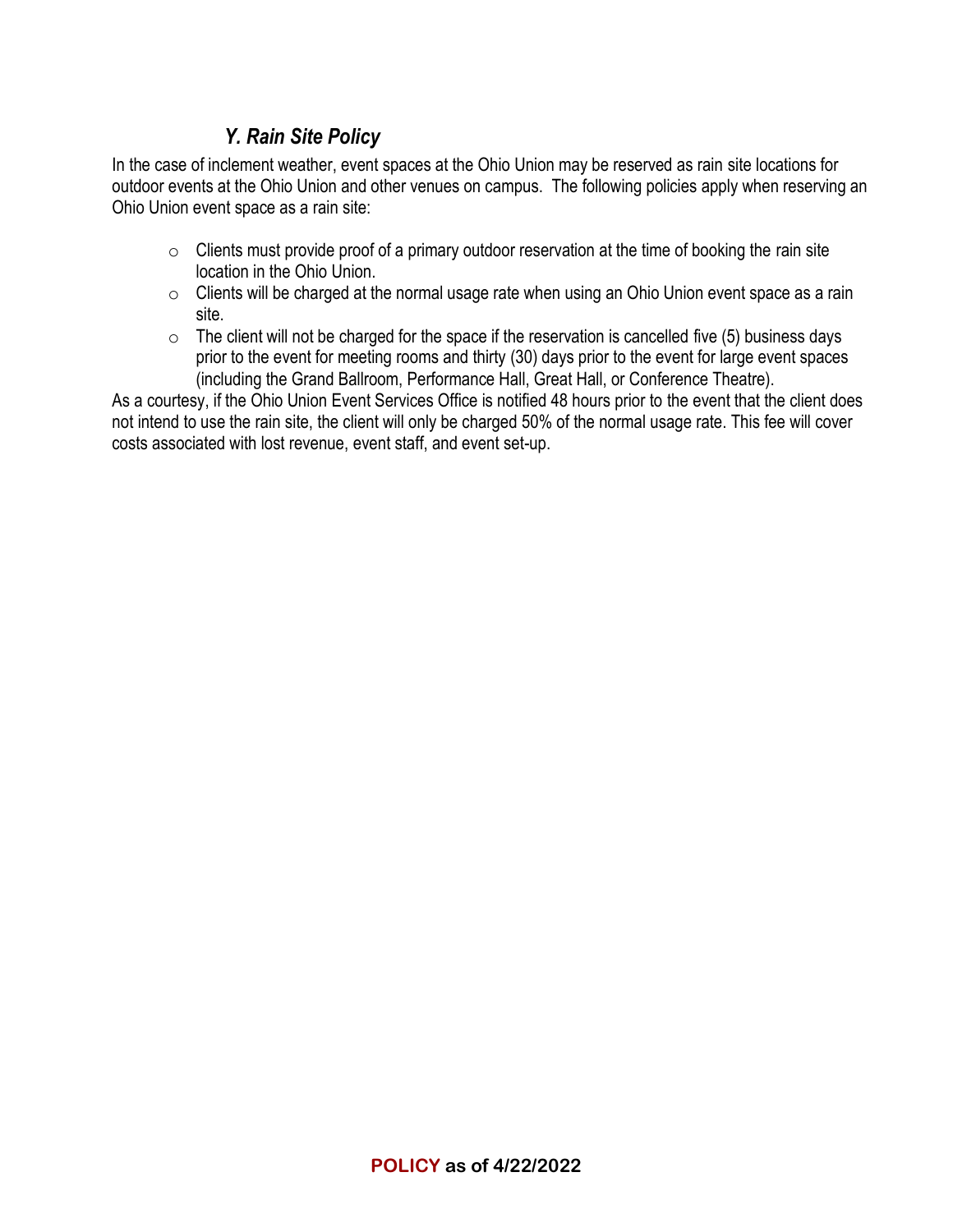### *Y. Rain Site Policy*

In the case of inclement weather, event spaces at the Ohio Union may be reserved as rain site locations for outdoor events at the Ohio Union and other venues on campus. The following policies apply when reserving an Ohio Union event space as a rain site:

- Clients must provide proof of a primary outdoor reservation at the time of booking the rain site location in the Ohio Union.
- Clients will be charged at the normal usage rate when using an Ohio Union event space as a rain site.
- The client will not be charged for the space if the reservation is cancelled five (5) business days prior to the event for meeting rooms and thirty (30) days prior to the event for large event spaces (including the Grand Ballroom, Performance Hall, Great Hall, or Conference Theatre).

As a courtesy, if the Ohio Union Event Services Office is notified 48 hours prior to the event that the client does not intend to use the rain site, the client will only be charged 50% of the normal usage rate. This fee will cover costs associated with lost revenue, event staff, and event set-up.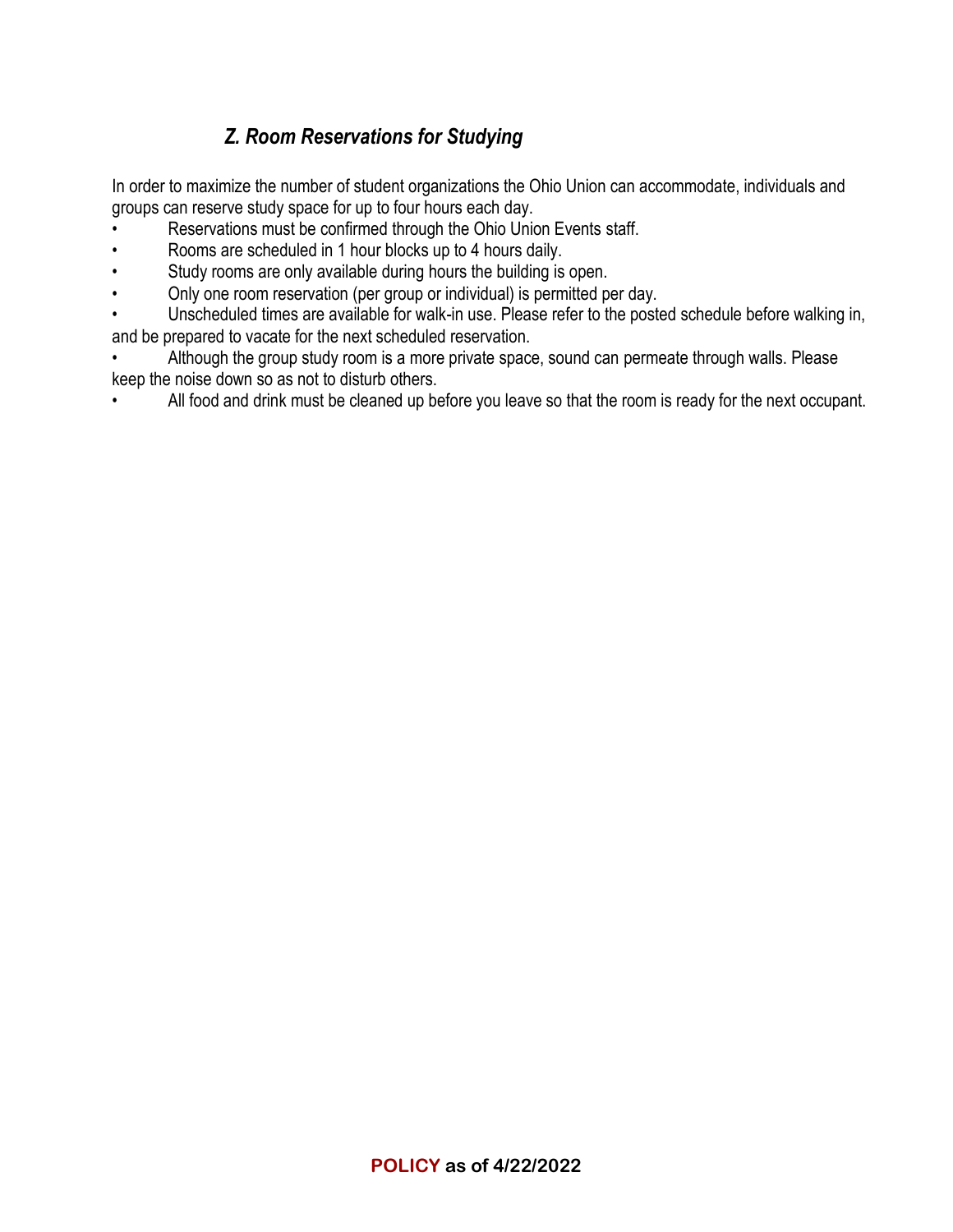### *Z. Room Reservations for Studying*

In order to maximize the number of student organizations the Ohio Union can accommodate, individuals and groups can reserve study space for up to four hours each day.

- Reservations must be confirmed through the Ohio Union Events staff.
- Rooms are scheduled in 1 hour blocks up to 4 hours daily.
- Study rooms are only available during hours the building is open.
- Only one room reservation (per group or individual) is permitted per day.
- Unscheduled times are available for walk-in use. Please refer to the posted schedule before walking in, and be prepared to vacate for the next scheduled reservation.
- Although the group study room is a more private space, sound can permeate through walls. Please keep the noise down so as not to disturb others.
- All food and drink must be cleaned up before you leave so that the room is ready for the next occupant.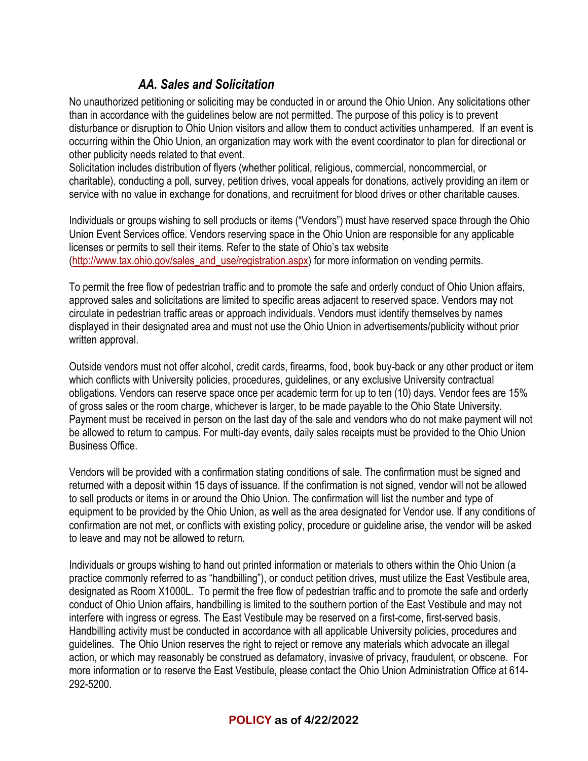### *AA. Sales and Solicitation*

No unauthorized petitioning or soliciting may be conducted in or around the Ohio Union. Any solicitations other than in accordance with the guidelines below are not permitted. The purpose of this policy is to prevent disturbance or disruption to Ohio Union visitors and allow them to conduct activities unhampered. If an event is occurring within the Ohio Union, an organization may work with the event coordinator to plan for directional or other publicity needs related to that event.
Solicitation includes distribution of flyers (whether political, religious, commercial, noncommercial, or charitable), conducting a poll, survey, petition drives, vocal appeals for donations, actively providing an item or service with no value in exchange for donations, and recruitment for blood drives or other charitable causes.

Individuals or groups wishing to sell products or items ("Vendors") must have reserved space through the Ohio Union Event Services office. Vendors reserving space in the Ohio Union are responsible for any applicable licenses or permits to sell their items. Refer to the state of Ohio's tax website (http://www.tax.ohio.gov/sales_and_use/registration.aspx) for more information on vending permits.

To permit the free flow of pedestrian traffic and to promote the safe and orderly conduct of Ohio Union affairs, approved sales and solicitations are limited to specific areas adjacent to reserved space. Vendors may not circulate in pedestrian traffic areas or approach individuals. Vendors must identify themselves by names displayed in their designated area and must not use the Ohio Union in advertisements/publicity without prior written approval.

Outside vendors must not offer alcohol, credit cards, firearms, food, book buy-back or any other product or item which conflicts with University policies, procedures, guidelines, or any exclusive University contractual obligations. Vendors can reserve space once per academic term for up to ten (10) days. Vendor fees are 15% of gross sales or the room charge, whichever is larger, to be made payable to the Ohio State University. Payment must be received in person on the last day of the sale and vendors who do not make payment will not be allowed to return to campus. For multi-day events, daily sales receipts must be provided to the Ohio Union Business Office.

Vendors will be provided with a confirmation stating conditions of sale. The confirmation must be signed and returned with a deposit within 15 days of issuance. If the confirmation is not signed, vendor will not be allowed to sell products or items in or around the Ohio Union. The confirmation will list the number and type of equipment to be provided by the Ohio Union, as well as the area designated for Vendor use. If any conditions of confirmation are not met, or conflicts with existing policy, procedure or guideline arise, the vendor will be asked to leave and may not be allowed to return.

Individuals or groups wishing to hand out printed information or materials to others within the Ohio Union (a practice commonly referred to as "handbilling"), or conduct petition drives, must utilize the East Vestibule area, designated as Room X1000L. To permit the free flow of pedestrian traffic and to promote the safe and orderly conduct of Ohio Union affairs, handbilling is limited to the southern portion of the East Vestibule and may not interfere with ingress or egress. The East Vestibule may be reserved on a first-come, first-served basis. Handbilling activity must be conducted in accordance with all applicable University policies, procedures and guidelines. The Ohio Union reserves the right to reject or remove any materials which advocate an illegal action, or which may reasonably be construed as defamatory, invasive of privacy, fraudulent, or obscene. For more information or to reserve the East Vestibule, please contact the Ohio Union Administration Office at 614-292-5200.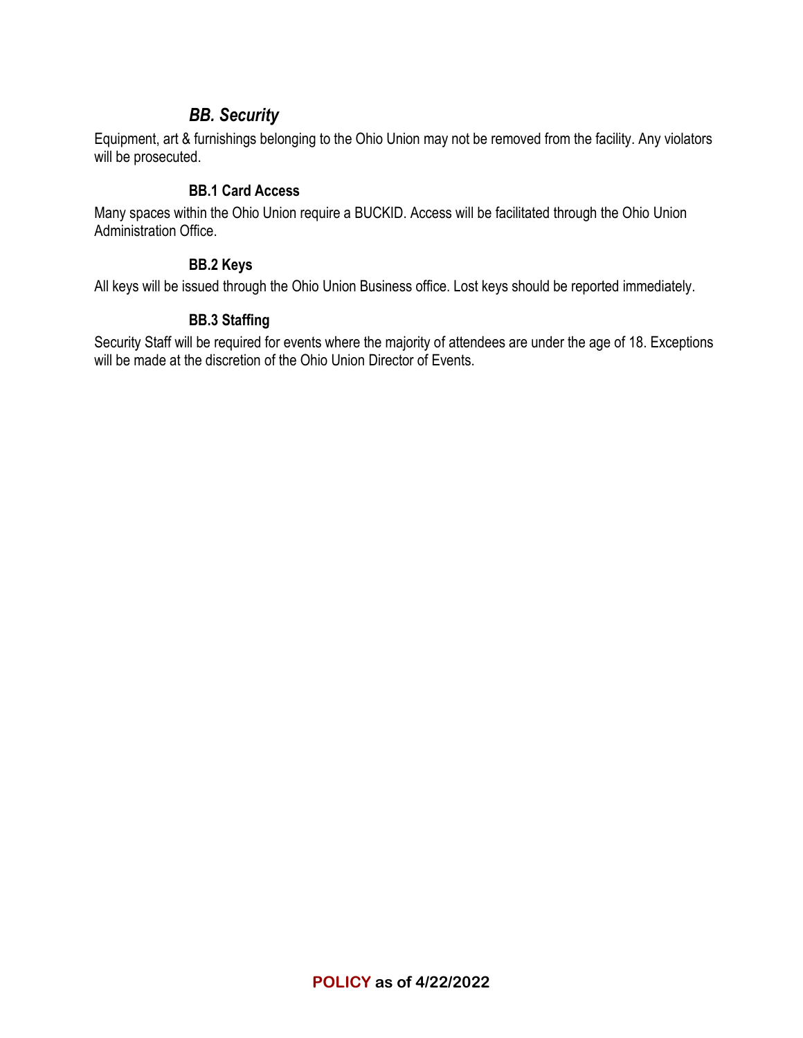## *BB. Security*

Equipment, art & furnishings belonging to the Ohio Union may not be removed from the facility. Any violators will be prosecuted.

### BB.1 Card Access

Many spaces within the Ohio Union require a BUCKID. Access will be facilitated through the Ohio Union Administration Office.

### BB.2 Keys

All keys will be issued through the Ohio Union Business office. Lost keys should be reported immediately.

### BB.3 Staffing

Security Staff will be required for events where the majority of attendees are under the age of 18. Exceptions will be made at the discretion of the Ohio Union Director of Events.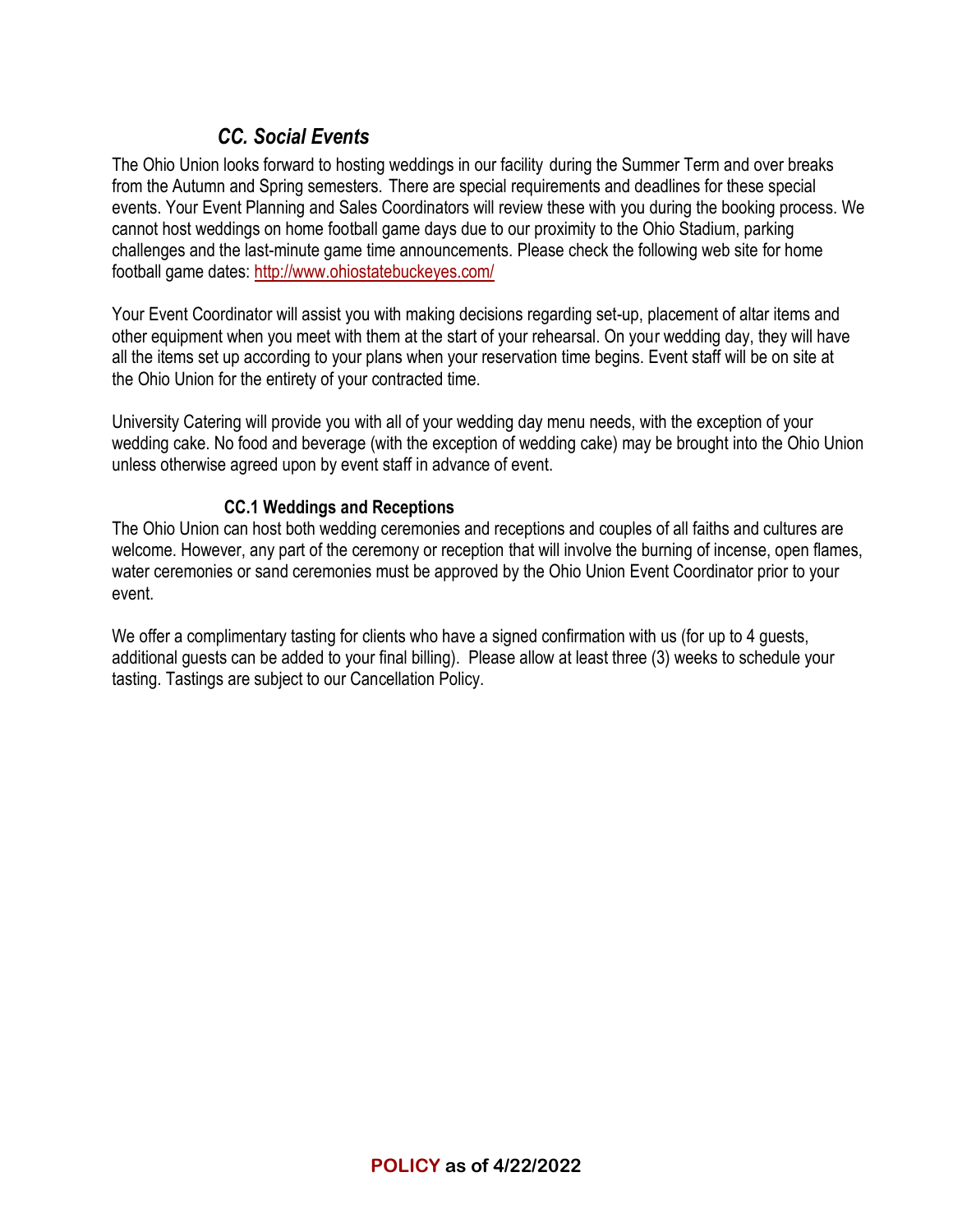## *CC. Social Events*

The Ohio Union looks forward to hosting weddings in our facility during the Summer Term and over breaks from the Autumn and Spring semesters. There are special requirements and deadlines for these special events. Your Event Planning and Sales Coordinators will review these with you during the booking process. We cannot host weddings on home football game days due to our proximity to the Ohio Stadium, parking challenges and the last-minute game time announcements. Please check the following web site for home football game dates: http://www.ohiostatebuckeyes.com/

Your Event Coordinator will assist you with making decisions regarding set-up, placement of altar items and other equipment when you meet with them at the start of your rehearsal. On your wedding day, they will have all the items set up according to your plans when your reservation time begins. Event staff will be on site at the Ohio Union for the entirety of your contracted time.

University Catering will provide you with all of your wedding day menu needs, with the exception of your wedding cake. No food and beverage (with the exception of wedding cake) may be brought into the Ohio Union unless otherwise agreed upon by event staff in advance of event.

### CC.1 Weddings and Receptions

The Ohio Union can host both wedding ceremonies and receptions and couples of all faiths and cultures are welcome. However, any part of the ceremony or reception that will involve the burning of incense, open flames, water ceremonies or sand ceremonies must be approved by the Ohio Union Event Coordinator prior to your event.

We offer a complimentary tasting for clients who have a signed confirmation with us (for up to 4 guests, additional guests can be added to your final billing). Please allow at least three (3) weeks to schedule your tasting. Tastings are subject to our Cancellation Policy.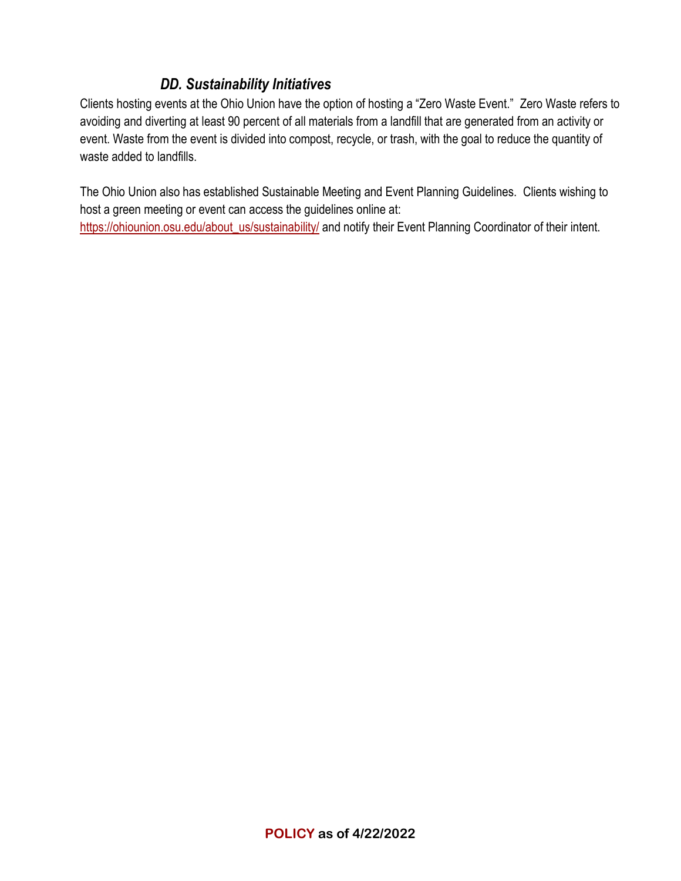### *DD. Sustainability Initiatives*

Clients hosting events at the Ohio Union have the option of hosting a "Zero Waste Event." Zero Waste refers to avoiding and diverting at least 90 percent of all materials from a landfill that are generated from an activity or event. Waste from the event is divided into compost, recycle, or trash, with the goal to reduce the quantity of waste added to landfills.

The Ohio Union also has established Sustainable Meeting and Event Planning Guidelines. Clients wishing to host a green meeting or event can access the guidelines online at: [https://ohiounion.osu.edu/about_us/sustainability/](https://ohiounion.osu.edu/about_us/sustainability/) and notify their Event Planning Coordinator of their intent.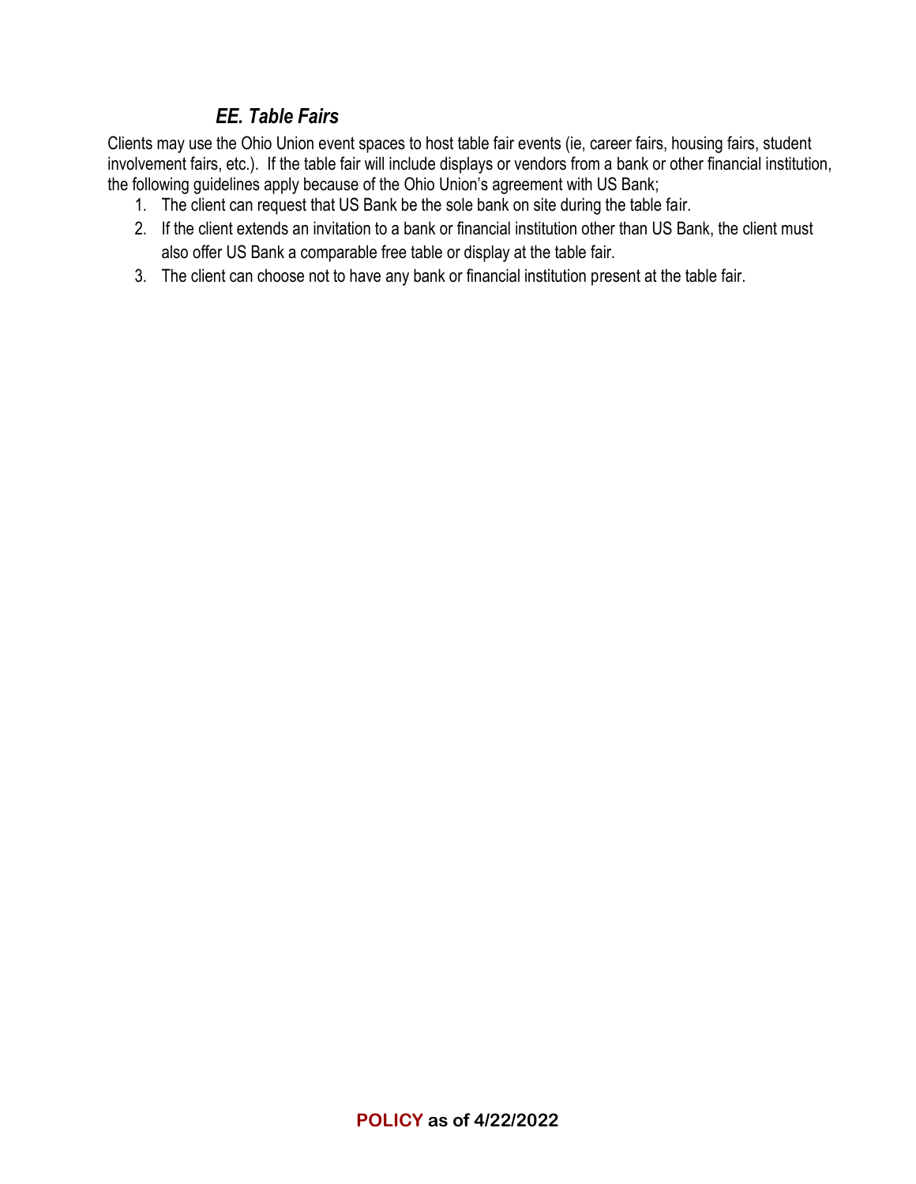### *EE. Table Fairs*

Clients may use the Ohio Union event spaces to host table fair events (ie, career fairs, housing fairs, student involvement fairs, etc.). If the table fair will include displays or vendors from a bank or other financial institution, the following guidelines apply because of the Ohio Union's agreement with US Bank;

1. The client can request that US Bank be the sole bank on site during the table fair.
2. If the client extends an invitation to a bank or financial institution other than US Bank, the client must also offer US Bank a comparable free table or display at the table fair.
3. The client can choose not to have any bank or financial institution present at the table fair.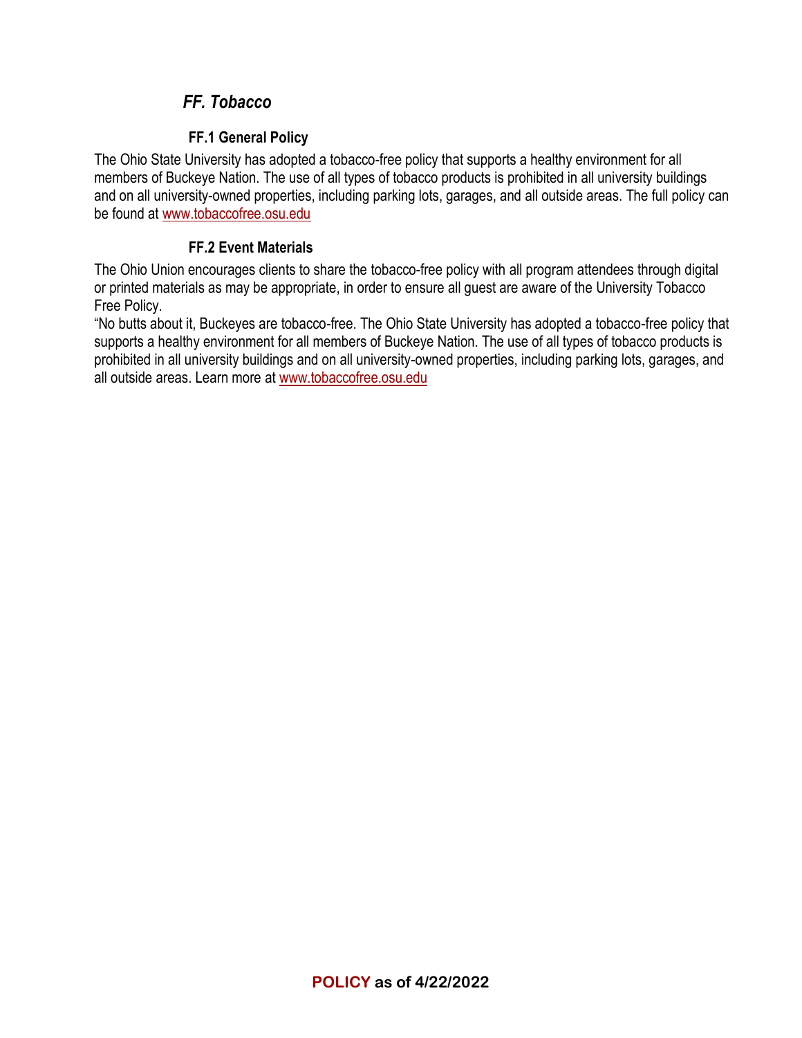## *FF. Tobacco*

### FF.1 General Policy

The Ohio State University has adopted a tobacco-free policy that supports a healthy environment for all members of Buckeye Nation. The use of all types of tobacco products is prohibited in all university buildings and on all university-owned properties, including parking lots, garages, and all outside areas. The full policy can be found at www.tobaccofree.osu.edu

### FF.2 Event Materials

The Ohio Union encourages clients to share the tobacco-free policy with all program attendees through digital or printed materials as may be appropriate, in order to ensure all guest are aware of the University Tobacco Free Policy.

“No butts about it, Buckeyes are tobacco-free. The Ohio State University has adopted a tobacco-free policy that supports a healthy environment for all members of Buckeye Nation. The use of all types of tobacco products is prohibited in all university buildings and on all university-owned properties, including parking lots, garages, and all outside areas. Learn more at www.tobaccofree.osu.edu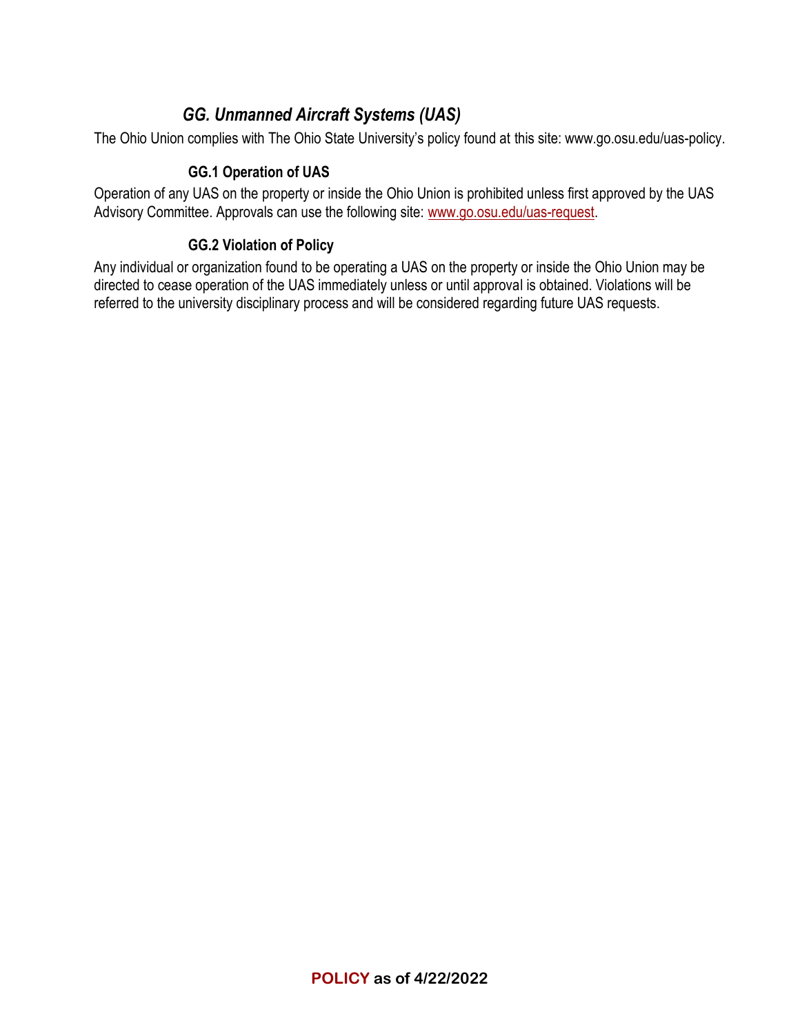## *GG. Unmanned Aircraft Systems (UAS)*

The Ohio Union complies with The Ohio State University's policy found at this site: www.go.osu.edu/uas-policy.

### GG.1 Operation of UAS

Operation of any UAS on the property or inside the Ohio Union is prohibited unless first approved by the UAS Advisory Committee. Approvals can use the following site: www.go.osu.edu/uas-request.

### GG.2 Violation of Policy

Any individual or organization found to be operating a UAS on the property or inside the Ohio Union may be directed to cease operation of the UAS immediately unless or until approval is obtained. Violations will be referred to the university disciplinary process and will be considered regarding future UAS requests.